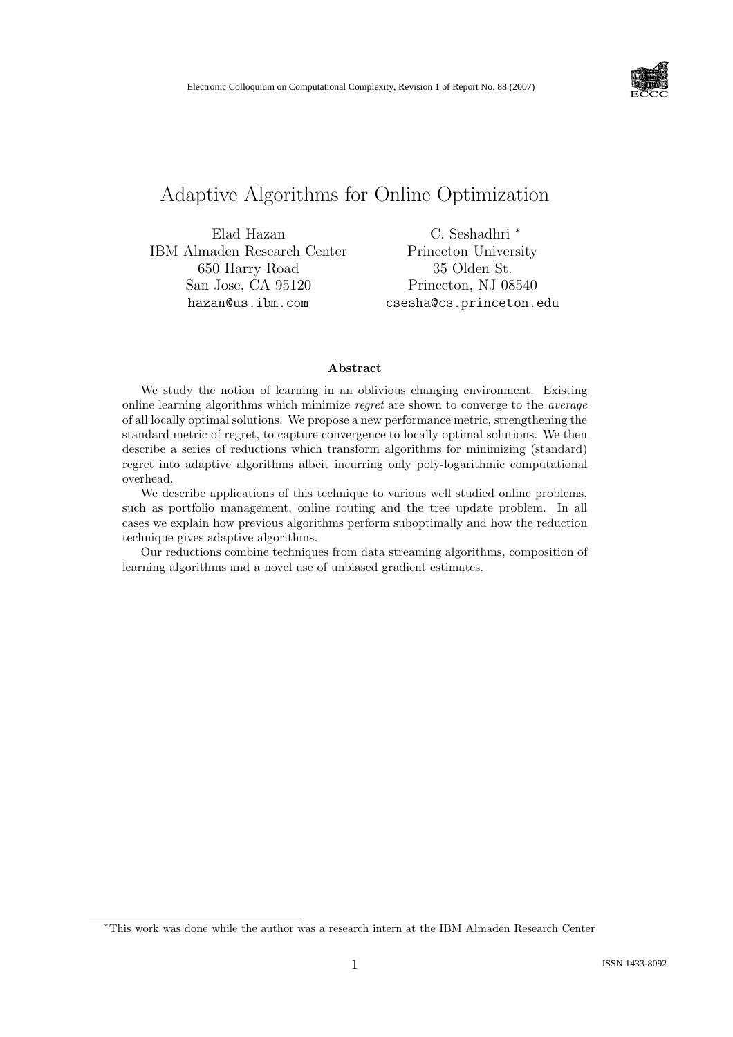# Adaptive Algorithms for Online Optimization

Elad Hazan
IBM Almaden Research Center
650 Harry Road
San Jose, CA 95120
hazan@us.ibm.com

C. Seshadhri [*]
Princeton University
35 Olden St.
Princeton, NJ 08540
csesha@cs.princeton.edu

### Abstract

We study the notion of learning in an oblivious changing environment. Existing online learning algorithms which minimize *regret* are shown to converge to the *average* of all locally optimal solutions. We propose a new performance metric, strengthening the standard metric of regret, to capture convergence to locally optimal solutions. We then describe a series of reductions which transform algorithms for minimizing (standard) regret into adaptive algorithms albeit incurring only poly-logarithmic computational overhead.

We describe applications of this technique to various well studied online problems, such as portfolio management, online routing and the tree update problem. In all cases we explain how previous algorithms perform suboptimally and how the reduction technique gives adaptive algorithms.

Our reductions combine techniques from data streaming algorithms, composition of learning algorithms and a novel use of unbiased gradient estimates.

[*] This work was done while the author was a research intern at the IBM Almaden Research Center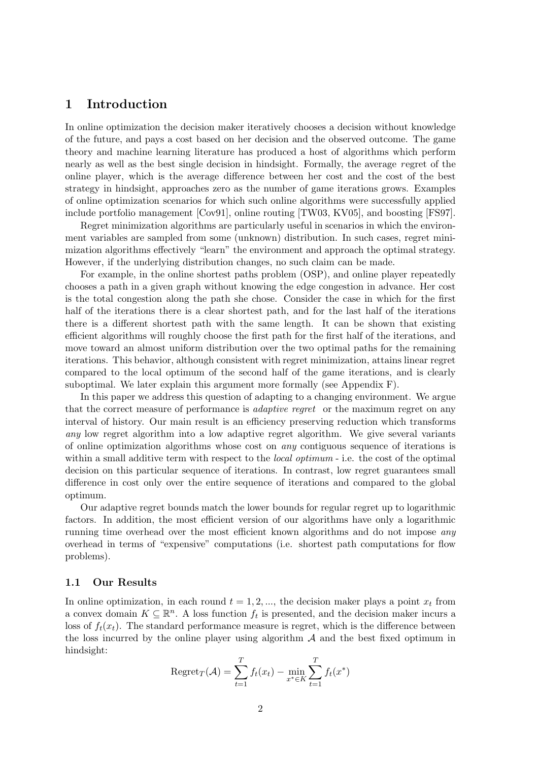# 1 Introduction

In online optimization the decision maker iteratively chooses a decision without knowledge of the future, and pays a cost based on her decision and the observed outcome. The game theory and machine learning literature has produced a host of algorithms which perform nearly as well as the best single decision in hindsight. Formally, the average *r*egret of the online player, which is the average difference between her cost and the cost of the best strategy in hindsight, approaches zero as the number of game iterations grows. Examples of online optimization scenarios for which such online algorithms were successfully applied include portfolio management [Cov91], online routing [TW03, KV05], and boosting [FS97].

Regret minimization algorithms are particularly useful in scenarios in which the environment variables are sampled from some (unknown) distribution. In such cases, regret minimization algorithms effectively "learn" the environment and approach the optimal strategy. However, if the underlying distribution changes, no such claim can be made.

For example, in the online shortest paths problem (OSP), and online player repeatedly chooses a path in a given graph without knowing the edge congestion in advance. Her cost is the total congestion along the path she chose. Consider the case in which for the first half of the iterations there is a clear shortest path, and for the last half of the iterations there is a different shortest path with the same length. It can be shown that existing efficient algorithms will roughly choose the first path for the first half of the iterations, and move toward an almost uniform distribution over the two optimal paths for the remaining iterations. This behavior, although consistent with regret minimization, attains linear regret compared to the local optimum of the second half of the game iterations, and is clearly suboptimal. We later explain this argument more formally (see Appendix F).

In this paper we address this question of adapting to a changing environment. We argue that the correct measure of performance is *adaptive regret* or the maximum regret on any interval of history. Our main result is an efficiency preserving reduction which transforms *any* low regret algorithm into a low adaptive regret algorithm. We give several variants of online optimization algorithms whose cost on *any* contiguous sequence of iterations is within a small additive term with respect to the *local optimum* - i.e. the cost of the optimal decision on this particular sequence of iterations. In contrast, low regret guarantees small difference in cost only over the entire sequence of iterations and compared to the global optimum.

Our adaptive regret bounds match the lower bounds for regular regret up to logarithmic factors. In addition, the most efficient version of our algorithms have only a logarithmic running time overhead over the most efficient known algorithms and do not impose *any* overhead in terms of "expensive" computations (i.e. shortest path computations for flow problems).

## 1.1 Our Results

In online optimization, in each round $t = 1, 2, ...$, the decision maker plays a point $x_t$ from a convex domain $K \subseteq \mathbb{R}^n$. A loss function $f_t$ is presented, and the decision maker incurs a loss of $f_t(x_t)$. The standard performance measure is regret, which is the difference between the loss incurred by the online player using algorithm $\mathcal{A}$ and the best fixed optimum in hindsight:

$$\text{Regret}_T(\mathcal{A}) = \sum_{t=1}^{T} f_t(x_t) - \min_{x^* \in K} \sum_{t=1}^{T} f_t(x^*)$$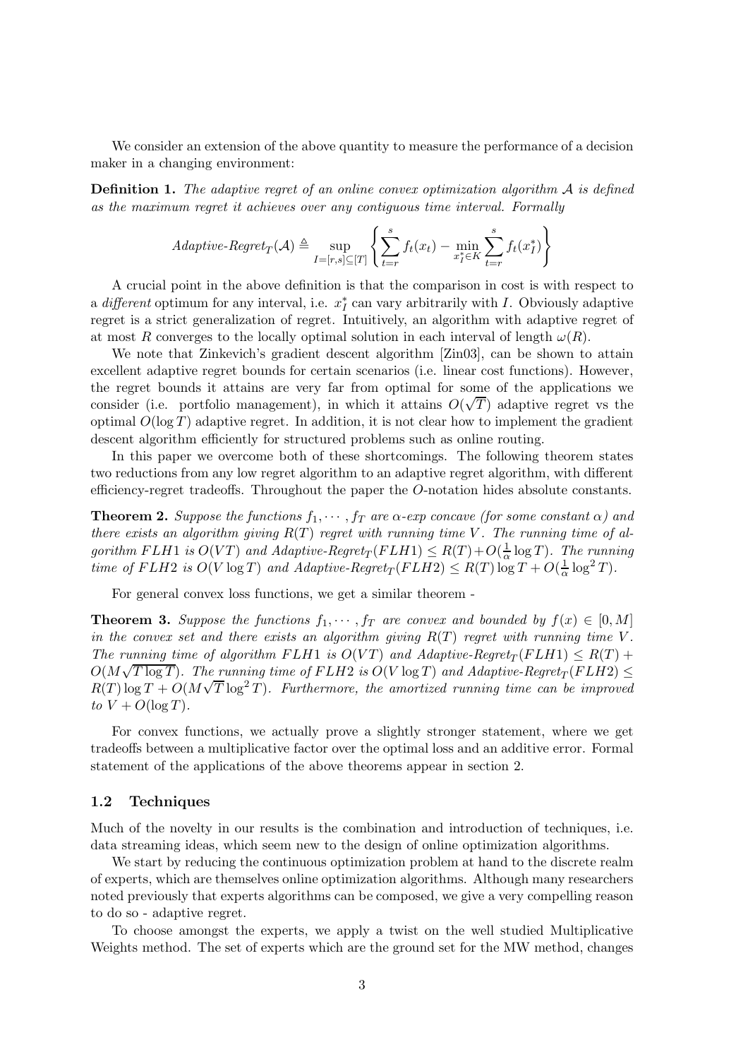We consider an extension of the above quantity to measure the performance of a decision maker in a changing environment:

**Definition 1.** *The adaptive regret of an online convex optimization algorithm $\mathcal{A}$ is defined as the maximum regret it achieves over any contiguous time interval. Formally*

$$\textit{Adaptive-Regret}_T(\mathcal{A}) \triangleq \sup_{I=[r,s]\subseteq[T]} \left\{ \sum_{t=r}^{s} f_t(x_t) - \min_{x_I^* \in K} \sum_{t=r}^{s} f_t(x_I^*) \right\}$$

A crucial point in the above definition is that the comparison in cost is with respect to a *different* optimum for any interval, i.e. $x_I^*$ can vary arbitrarily with $I$. Obviously adaptive regret is a strict generalization of regret. Intuitively, an algorithm with adaptive regret of at most $R$ converges to the locally optimal solution in each interval of length $\omega(R)$.

We note that Zinkevich's gradient descent algorithm [Zin03], can be shown to attain excellent adaptive regret bounds for certain scenarios (i.e. linear cost functions). However, the regret bounds it attains are very far from optimal for some of the applications we consider (i.e. portfolio management), in which it attains $O(\sqrt{T})$ adaptive regret vs the optimal $O(\log T)$ adaptive regret. In addition, it is not clear how to implement the gradient descent algorithm efficiently for structured problems such as online routing.

In this paper we overcome both of these shortcomings. The following theorem states two reductions from any low regret algorithm to an adaptive regret algorithm, with different efficiency-regret tradeoffs. Throughout the paper the $O$-notation hides absolute constants.

**Theorem 2.** *Suppose the functions $f_1, \cdots, f_T$ are $\alpha$-exp concave (for some constant $\alpha$) and there exists an algorithm giving $R(T)$ regret with running time $V$. The running time of algorithm $FLH1$ is $O(VT)$ and Adaptive-Regret$_T(FLH1) \leq R(T) + O(\frac{1}{\alpha}\log T)$. The running time of $FLH2$ is $O(V \log T)$ and Adaptive-Regret$_T(FLH2) \leq R(T)\log T + O(\frac{1}{\alpha}\log^2 T)$.*

For general convex loss functions, we get a similar theorem -

**Theorem 3.** *Suppose the functions $f_1, \cdots, f_T$ are convex and bounded by $f(x) \in [0, M]$ in the convex set and there exists an algorithm giving $R(T)$ regret with running time $V$. The running time of algorithm $FLH1$ is $O(VT)$ and Adaptive-Regret$_T(FLH1) \leq R(T) + O(M\sqrt{T \log T})$. The running time of $FLH2$ is $O(V \log T)$ and Adaptive-Regret$_T(FLH2) \leq R(T)\log T + O(M\sqrt{T}\log^2 T)$. Furthermore, the amortized running time can be improved to $V + O(\log T)$.*

For convex functions, we actually prove a slightly stronger statement, where we get tradeoffs between a multiplicative factor over the optimal loss and an additive error. Formal statement of the applications of the above theorems appear in section 2.

### 1.2 Techniques

Much of the novelty in our results is the combination and introduction of techniques, i.e. data streaming ideas, which seem new to the design of online optimization algorithms.

We start by reducing the continuous optimization problem at hand to the discrete realm of experts, which are themselves online optimization algorithms. Although many researchers noted previously that experts algorithms can be composed, we give a very compelling reason to do so - adaptive regret.

To choose amongst the experts, we apply a twist on the well studied Multiplicative Weights method. The set of experts which are the ground set for the MW method, changes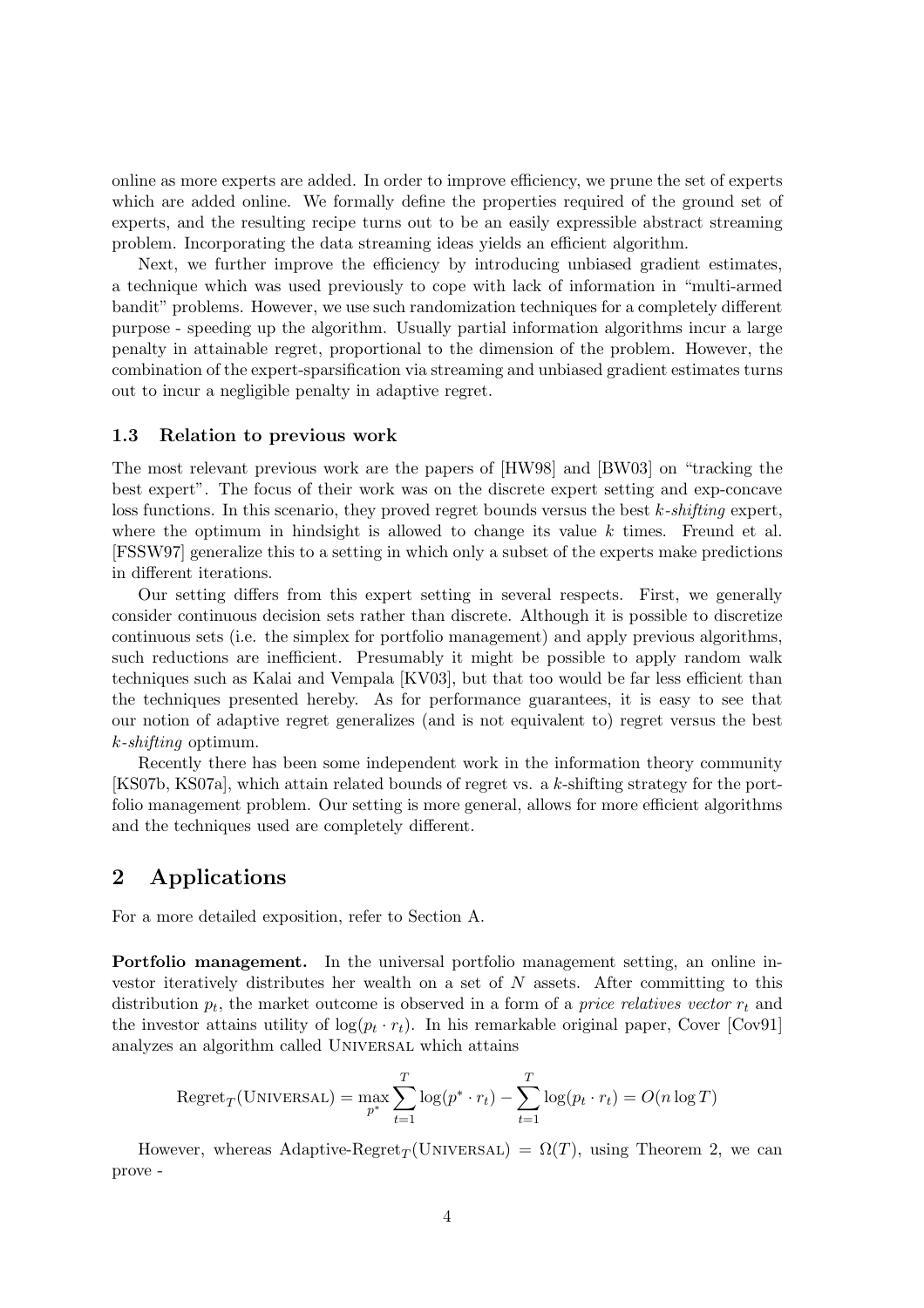online as more experts are added. In order to improve efficiency, we prune the set of experts which are added online. We formally define the properties required of the ground set of experts, and the resulting recipe turns out to be an easily expressible abstract streaming problem. Incorporating the data streaming ideas yields an efficient algorithm.

Next, we further improve the efficiency by introducing unbiased gradient estimates, a technique which was used previously to cope with lack of information in "multi-armed bandit" problems. However, we use such randomization techniques for a completely different purpose - speeding up the algorithm. Usually partial information algorithms incur a large penalty in attainable regret, proportional to the dimension of the problem. However, the combination of the expert-sparsification via streaming and unbiased gradient estimates turns out to incur a negligible penalty in adaptive regret.

### 1.3 Relation to previous work

The most relevant previous work are the papers of [HW98] and [BW03] on "tracking the best expert". The focus of their work was on the discrete expert setting and exp-concave loss functions. In this scenario, they proved regret bounds versus the best *k-shifting* expert, where the optimum in hindsight is allowed to change its value $k$ times. Freund et al. [FSSW97] generalize this to a setting in which only a subset of the experts make predictions in different iterations.

Our setting differs from this expert setting in several respects. First, we generally consider continuous decision sets rather than discrete. Although it is possible to discretize continuous sets (i.e. the simplex for portfolio management) and apply previous algorithms, such reductions are inefficient. Presumably it might be possible to apply random walk techniques such as Kalai and Vempala [KV03], but that too would be far less efficient than the techniques presented hereby. As for performance guarantees, it is easy to see that our notion of adaptive regret generalizes (and is not equivalent to) regret versus the best *k-shifting* optimum.

Recently there has been some independent work in the information theory community [KS07b, KS07a], which attain related bounds of regret vs. a $k$-shifting strategy for the portfolio management problem. Our setting is more general, allows for more efficient algorithms and the techniques used are completely different.

## 2 Applications

For a more detailed exposition, refer to Section A.

**Portfolio management.** In the universal portfolio management setting, an online investor iteratively distributes her wealth on a set of $N$ assets. After committing to this distribution $p_t$, the market outcome is observed in a form of a *price relatives vector* $r_t$ and the investor attains utility of $\log(p_t \cdot r_t)$. In his remarkable original paper, Cover [Cov91] analyzes an algorithm called UNIVERSAL which attains

$$\text{Regret}_T(\text{UNIVERSAL}) = \max_{p^*} \sum_{t=1}^{T} \log(p^* \cdot r_t) - \sum_{t=1}^{T} \log(p_t \cdot r_t) = O(n \log T)$$

However, whereas $\text{Adaptive-Regret}_T(\text{UNIVERSAL}) = \Omega(T)$, using Theorem 2, we can prove -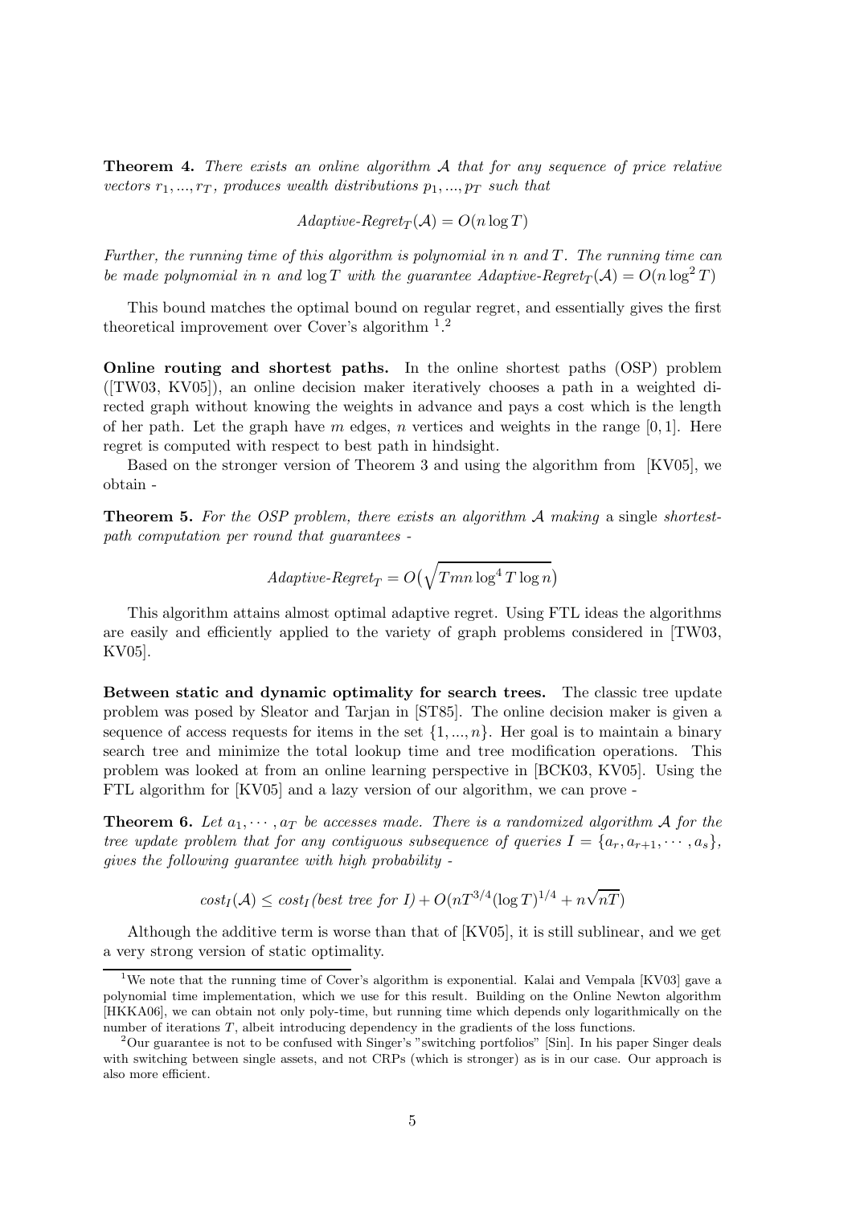**Theorem 4.** *There exists an online algorithm $\mathcal{A}$ that for any sequence of price relative vectors $r_1, ..., r_T$, produces wealth distributions $p_1, ..., p_T$ such that*

$$\textit{Adaptive-Regret}_T(\mathcal{A}) = O(n \log T)$$

*Further, the running time of this algorithm is polynomial in $n$ and $T$. The running time can be made polynomial in $n$ and $\log T$ with the guarantee $\textit{Adaptive-Regret}_T(\mathcal{A}) = O(n \log^2 T)$*

This bound matches the optimal bound on regular regret, and essentially gives the first theoretical improvement over Cover's algorithm [1].[2]

**Online routing and shortest paths.** In the online shortest paths (OSP) problem ([TW03, KV05]), an online decision maker iteratively chooses a path in a weighted directed graph without knowing the weights in advance and pays a cost which is the length of her path. Let the graph have $m$ edges, $n$ vertices and weights in the range $[0, 1]$. Here regret is computed with respect to best path in hindsight.

Based on the stronger version of Theorem 3 and using the algorithm from [KV05], we obtain -

**Theorem 5.** *For the OSP problem, there exists an algorithm $\mathcal{A}$ making* a single *shortest-path computation per round that guarantees -*

$$\textit{Adaptive-Regret}_T = O\big(\sqrt{Tmn \log^4 T \log n}\big)$$

This algorithm attains almost optimal adaptive regret. Using FTL ideas the algorithms are easily and efficiently applied to the variety of graph problems considered in [TW03, KV05].

**Between static and dynamic optimality for search trees.** The classic tree update problem was posed by Sleator and Tarjan in [ST85]. The online decision maker is given a sequence of access requests for items in the set $\{1, ..., n\}$. Her goal is to maintain a binary search tree and minimize the total lookup time and tree modification operations. This problem was looked at from an online learning perspective in [BCK03, KV05]. Using the FTL algorithm for [KV05] and a lazy version of our algorithm, we can prove -

**Theorem 6.** *Let $a_1, \cdots, a_T$ be accesses made. There is a randomized algorithm $\mathcal{A}$ for the tree update problem that for any contiguous subsequence of queries $I = \{a_r, a_{r+1}, \cdots, a_s\}$, gives the following guarantee with high probability -*

$$\textit{cost}_I(\mathcal{A}) \leq \textit{cost}_I(\textit{best tree for } I) + O(nT^{3/4}(\log T)^{1/4} + n\sqrt{nT})$$

Although the additive term is worse than that of [KV05], it is still sublinear, and we get a very strong version of static optimality.

---

[1] We note that the running time of Cover's algorithm is exponential. Kalai and Vempala [KV03] gave a polynomial time implementation, which we use for this result. Building on the Online Newton algorithm [HKKA06], we can obtain not only poly-time, but running time which depends only logarithmically on the number of iterations $T$, albeit introducing dependency in the gradients of the loss functions.

[2] Our guarantee is not to be confused with Singer's "switching portfolios" [Sin]. In his paper Singer deals with switching between single assets, and not CRPs (which is stronger) as is in our case. Our approach is also more efficient.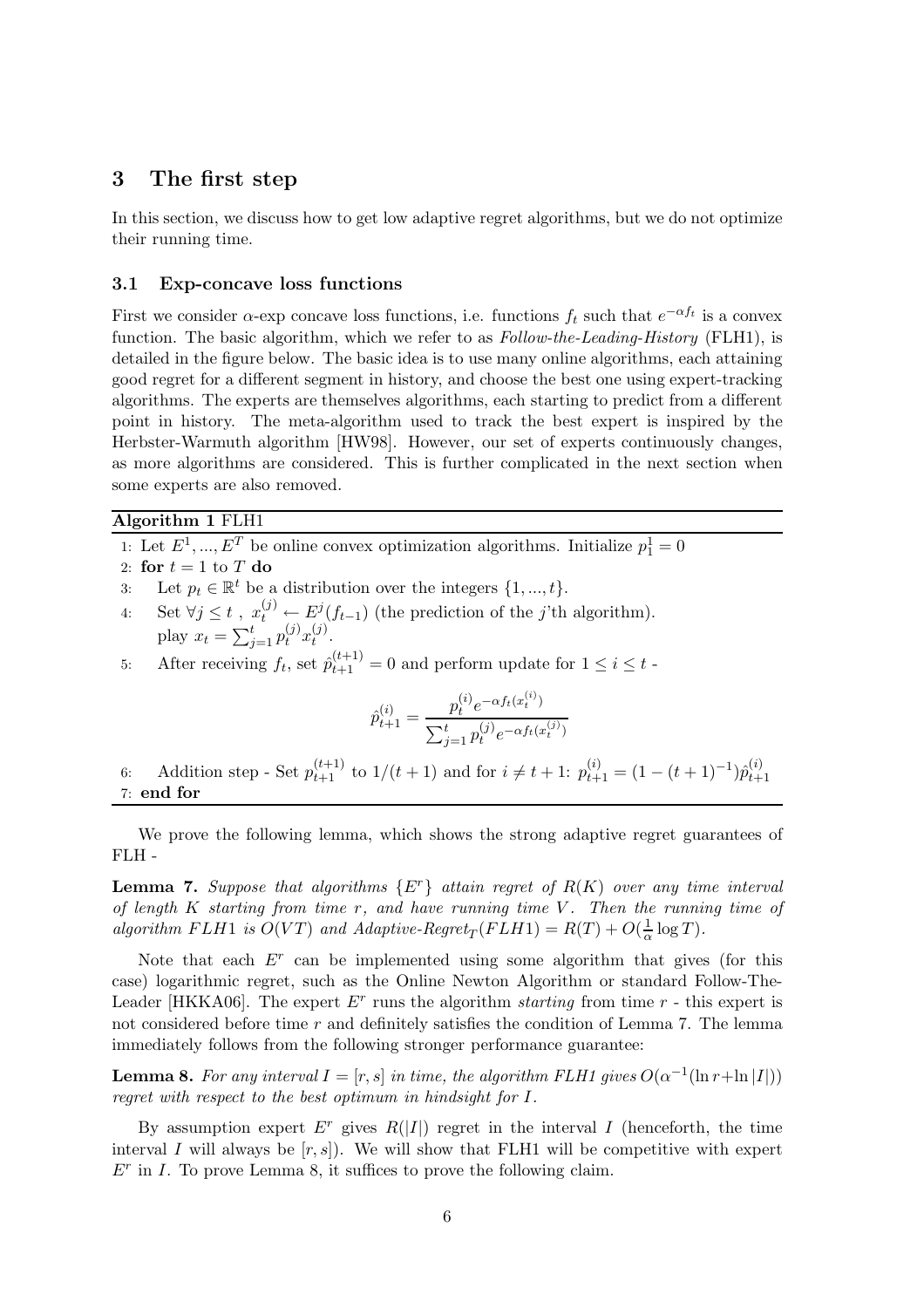## 3 The first step

In this section, we discuss how to get low adaptive regret algorithms, but we do not optimize their running time.

### 3.1 Exp-concave loss functions

First we consider $\alpha$-exp concave loss functions, i.e. functions $f_t$ such that $e^{-\alpha f_t}$ is a convex function. The basic algorithm, which we refer to as *Follow-the-Leading-History* (FLH1), is detailed in the figure below. The basic idea is to use many online algorithms, each attaining good regret for a different segment in history, and choose the best one using expert-tracking algorithms. The experts are themselves algorithms, each starting to predict from a different point in history. The meta-algorithm used to track the best expert is inspired by the Herbster-Warmuth algorithm [HW98]. However, our set of experts continuously changes, as more algorithms are considered. This is further complicated in the next section when some experts are also removed.

**Algorithm 1** FLH1

1: Let $E^1, ..., E^T$ be online convex optimization algorithms. Initialize $p_1^1 = 0$

2: **for** $t = 1$ to $T$ **do**

3: Let $p_t \in \mathbb{R}^t$ be a distribution over the integers $\{1, ..., t\}$.

4: Set $\forall j \leq t$ , $x_t^{(j)} \leftarrow E^j(f_{t-1})$ (the prediction of the $j$'th algorithm). play $x_t = \sum_{j=1}^t p_t^{(j)} x_t^{(j)}$.

5: After receiving $f_t$, set $\hat{p}_{t+1}^{(t+1)} = 0$ and perform update for $1 \leq i \leq t$ -

$$\hat{p}_{t+1}^{(i)} = \frac{p_t^{(i)} e^{-\alpha f_t(x_t^{(i)})}}{\sum_{j=1}^t p_t^{(j)} e^{-\alpha f_t(x_t^{(j)})}}$$

6: Addition step - Set $p_{t+1}^{(t+1)}$ to $1/(t+1)$ and for $i \neq t+1$: $p_{t+1}^{(i)} = (1 - (t+1)^{-1})\hat{p}_{t+1}^{(i)}$

7: **end for**

We prove the following lemma, which shows the strong adaptive regret guarantees of FLH -

**Lemma 7.** *Suppose that algorithms $\{E^r\}$ attain regret of $R(K)$ over any time interval of length $K$ starting from time $r$, and have running time $V$. Then the running time of algorithm FLH1 is $O(VT)$ and Adaptive-Regret$_T$(FLH1) $= R(T) + O(\frac{1}{\alpha} \log T)$.*

Note that each $E^r$ can be implemented using some algorithm that gives (for this case) logarithmic regret, such as the Online Newton Algorithm or standard Follow-The-Leader [HKKA06]. The expert $E^r$ runs the algorithm *starting* from time $r$ - this expert is not considered before time $r$ and definitely satisfies the condition of Lemma 7. The lemma immediately follows from the following stronger performance guarantee:

**Lemma 8.** *For any interval $I = [r, s]$ in time, the algorithm FLH1 gives $O(\alpha^{-1}(\ln r + \ln |I|))$ regret with respect to the best optimum in hindsight for $I$.*

By assumption expert $E^r$ gives $R(|I|)$ regret in the interval $I$ (henceforth, the time interval $I$ will always be $[r, s]$). We will show that FLH1 will be competitive with expert $E^r$ in $I$. To prove Lemma 8, it suffices to prove the following claim.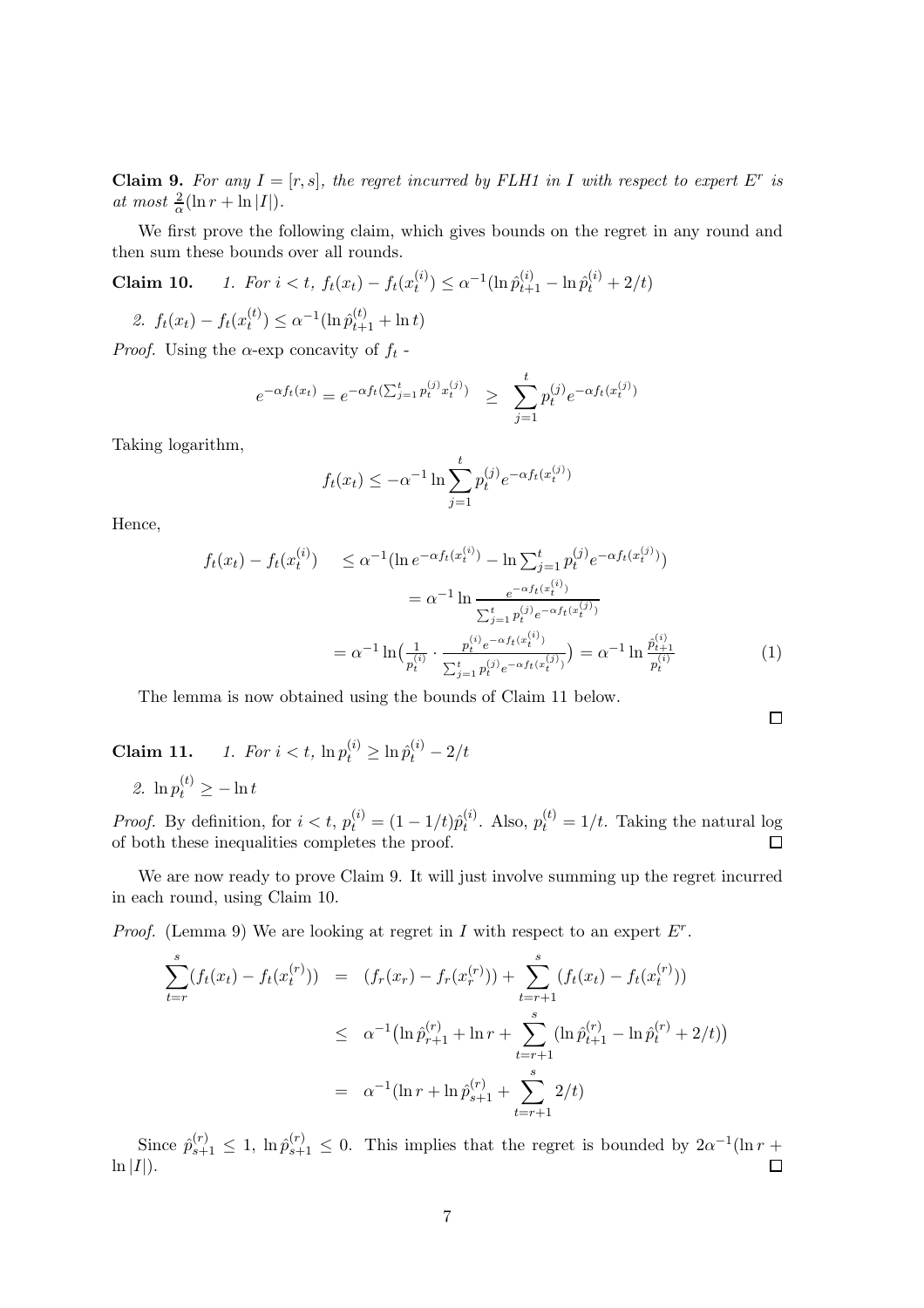**Claim 9.** *For any $I = [r, s]$, the regret incurred by FLH1 in $I$ with respect to expert $E^r$ is at most $\frac{2}{\alpha}(\ln r + \ln |I|)$.*

We first prove the following claim, which gives bounds on the regret in any round and then sum these bounds over all rounds.

**Claim 10.** *1. For $i < t$, $f_t(x_t) - f_t(x_t^{(i)}) \leq \alpha^{-1}(\ln \hat{p}_{t+1}^{(i)} - \ln \hat{p}_t^{(i)} + 2/t)$*

*2. $f_t(x_t) - f_t(x_t^{(t)}) \leq \alpha^{-1}(\ln \hat{p}_{t+1}^{(t)} + \ln t)$*

*Proof.* Using the $\alpha$-exp concavity of $f_t$ -

$$e^{-\alpha f_t(x_t)} = e^{-\alpha f_t(\sum_{j=1}^t p_t^{(j)} x_t^{(j)})} \geq \sum_{j=1}^t p_t^{(j)} e^{-\alpha f_t(x_t^{(j)})}$$

Taking logarithm,

$$f_t(x_t) \leq -\alpha^{-1} \ln \sum_{j=1}^t p_t^{(j)} e^{-\alpha f_t(x_t^{(j)})}$$

Hence,

$$\begin{aligned}
f_t(x_t) - f_t(x_t^{(i)}) &\leq \alpha^{-1}(\ln e^{-\alpha f_t(x_t^{(i)})} - \ln \textstyle\sum_{j=1}^t p_t^{(j)} e^{-\alpha f_t(x_t^{(j)})}) \\
&= \alpha^{-1} \ln \frac{e^{-\alpha f_t(x_t^{(i)})}}{\sum_{j=1}^t p_t^{(j)} e^{-\alpha f_t(x_t^{(j)})}} \\
&= \alpha^{-1} \ln\big(\frac{1}{p_t^{(i)}} \cdot \frac{p_t^{(i)} e^{-\alpha f_t(x_t^{(i)})}}{\sum_{j=1}^t p_t^{(j)} e^{-\alpha f_t(x_t^{(j)})}}\big) = \alpha^{-1} \ln \frac{\hat{p}_{t+1}^{(i)}}{p_t^{(i)}} \qquad (1)
\end{aligned}$$

The lemma is now obtained using the bounds of Claim 11 below. ∎

**Claim 11.** *1. For $i < t$, $\ln p_t^{(i)} \geq \ln \hat{p}_t^{(i)} - 2/t$*

*2. $\ln p_t^{(t)} \geq -\ln t$*

*Proof.* By definition, for $i < t$, $p_t^{(i)} = (1 - 1/t)\hat{p}_t^{(i)}$. Also, $p_t^{(t)} = 1/t$. Taking the natural log of both these inequalities completes the proof. ∎

We are now ready to prove Claim 9. It will just involve summing up the regret incurred in each round, using Claim 10.

*Proof.* (Lemma 9) We are looking at regret in $I$ with respect to an expert $E^r$.

$$\begin{aligned}
\sum_{t=r}^s (f_t(x_t) - f_t(x_t^{(r)})) &= (f_r(x_r) - f_r(x_r^{(r)})) + \sum_{t=r+1}^s (f_t(x_t) - f_t(x_t^{(r)})) \\
&\leq \alpha^{-1}\big(\ln \hat{p}_{r+1}^{(r)} + \ln r + \sum_{t=r+1}^s (\ln \hat{p}_{t+1}^{(r)} - \ln \hat{p}_t^{(r)} + 2/t)\big) \\
&= \alpha^{-1}(\ln r + \ln \hat{p}_{s+1}^{(r)} + \sum_{t=r+1}^s 2/t)
\end{aligned}$$

Since $\hat{p}_{s+1}^{(r)} \leq 1$, $\ln \hat{p}_{s+1}^{(r)} \leq 0$. This implies that the regret is bounded by $2\alpha^{-1}(\ln r + \ln |I|)$. ∎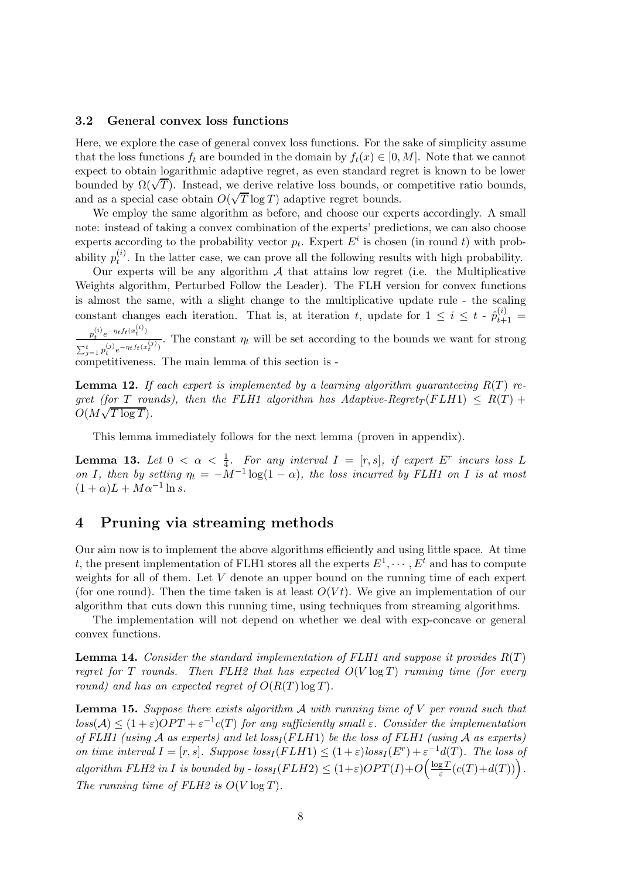### 3.2 General convex loss functions

Here, we explore the case of general convex loss functions. For the sake of simplicity assume that the loss functions $f_t$ are bounded in the domain by $f_t(x) \in [0, M]$. Note that we cannot expect to obtain logarithmic adaptive regret, as even standard regret is known to be lower bounded by $\Omega(\sqrt{T})$. Instead, we derive relative loss bounds, or competitive ratio bounds, and as a special case obtain $O(\sqrt{T} \log T)$ adaptive regret bounds.

We employ the same algorithm as before, and choose our experts accordingly. A small note: instead of taking a convex combination of the experts' predictions, we can also choose experts according to the probability vector $p_t$. Expert $E^i$ is chosen (in round $t$) with probability $p_t^{(i)}$. In the latter case, we can prove all the following results with high probability.

Our experts will be any algorithm $\mathcal{A}$ that attains low regret (i.e. the Multiplicative Weights algorithm, Perturbed Follow the Leader). The FLH version for convex functions is almost the same, with a slight change to the multiplicative update rule - the scaling constant changes each iteration. That is, at iteration $t$, update for $1 \leq i \leq t$ - $\hat{p}_{t+1}^{(i)} = \frac{p_t^{(i)} e^{-\eta_t f_t(x_t^{(i)})}}{\sum_{j=1}^{t} p_t^{(j)} e^{-\eta_t f_t(x_t^{(j)})}}$. The constant $\eta_t$ will be set according to the bounds we want for strong competitiveness. The main lemma of this section is -

**Lemma 12.** *If each expert is implemented by a learning algorithm guaranteeing $R(T)$ regret (for $T$ rounds), then the FLH1 algorithm has Adaptive-Regret$_T(FLH1) \leq R(T) + O(M\sqrt{T \log T})$.*

This lemma immediately follows for the next lemma (proven in appendix).

**Lemma 13.** *Let $0 < \alpha < \frac{1}{4}$. For any interval $I = [r, s]$, if expert $E^r$ incurs loss $L$ on $I$, then by setting $\eta_t = -M^{-1} \log(1 - \alpha)$, the loss incurred by FLH1 on $I$ is at most $(1 + \alpha)L + M\alpha^{-1} \ln s$.*

# 4 Pruning via streaming methods

Our aim now is to implement the above algorithms efficiently and using little space. At time $t$, the present implementation of FLH1 stores all the experts $E^1, \cdots, E^t$ and has to compute weights for all of them. Let $V$ denote an upper bound on the running time of each expert (for one round). Then the time taken is at least $O(Vt)$. We give an implementation of our algorithm that cuts down this running time, using techniques from streaming algorithms.

The implementation will not depend on whether we deal with exp-concave or general convex functions.

**Lemma 14.** *Consider the standard implementation of FLH1 and suppose it provides $R(T)$ regret for $T$ rounds. Then FLH2 that has expected $O(V \log T)$ running time (for every round) and has an expected regret of $O(R(T) \log T)$.*

**Lemma 15.** *Suppose there exists algorithm $\mathcal{A}$ with running time of $V$ per round such that $loss(\mathcal{A}) \leq (1+\varepsilon)OPT + \varepsilon^{-1}c(T)$ for any sufficiently small $\varepsilon$. Consider the implementation of FLH1 (using $\mathcal{A}$ as experts) and let $loss_I(FLH1)$ be the loss of FLH1 (using $\mathcal{A}$ as experts) on time interval $I = [r, s]$. Suppose $loss_I(FLH1) \leq (1+\varepsilon)loss_I(E^r) + \varepsilon^{-1}d(T)$. The loss of algorithm FLH2 in $I$ is bounded by - $loss_I(FLH2) \leq (1+\varepsilon)OPT(I) + O\Big(\frac{\log T}{\varepsilon}(c(T) + d(T))\Big)$. The running time of FLH2 is $O(V \log T)$.*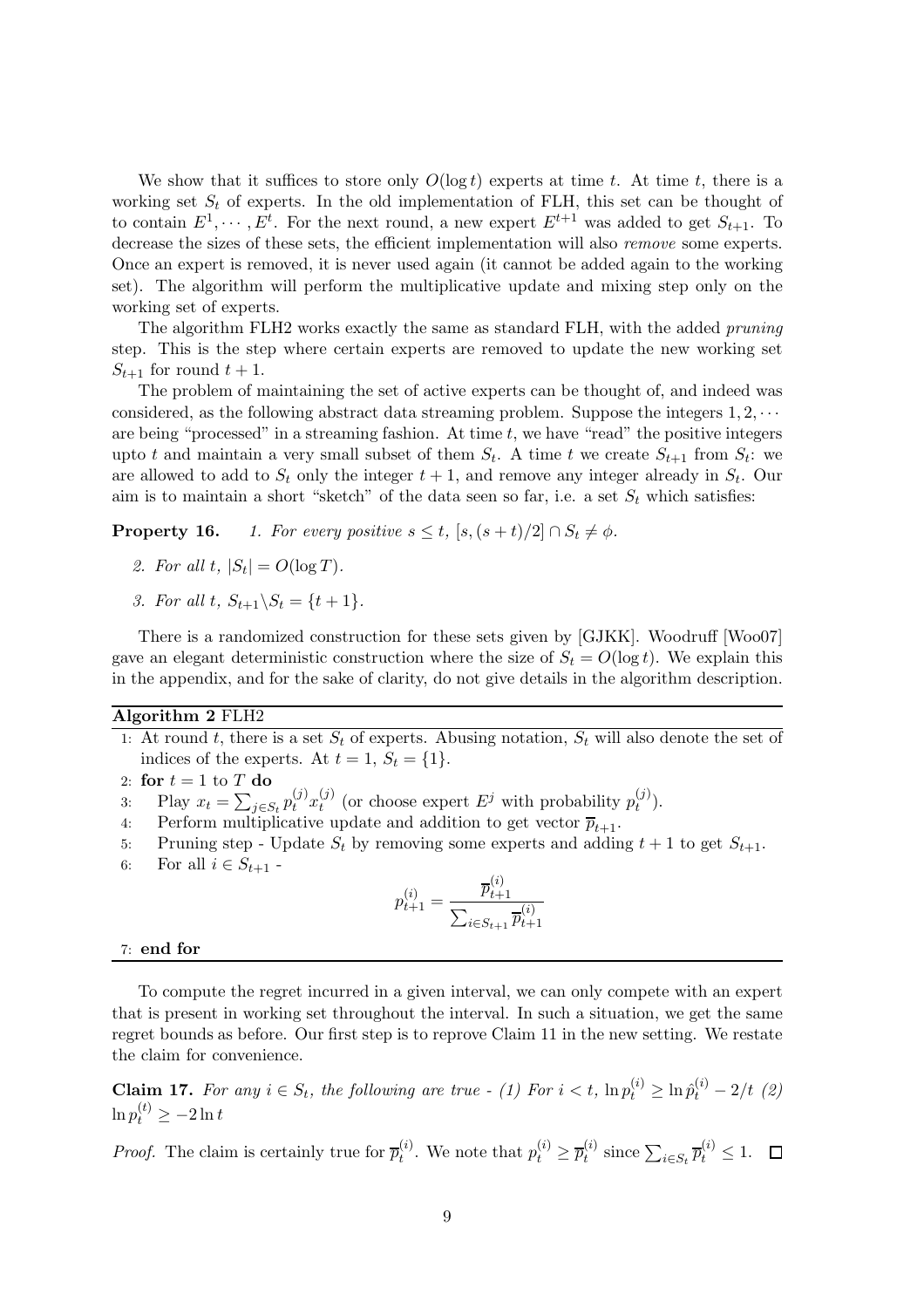We show that it suffices to store only $O(\log t)$ experts at time $t$. At time $t$, there is a working set $S_t$ of experts. In the old implementation of FLH, this set can be thought of to contain $E^1, \cdots, E^t$. For the next round, a new expert $E^{t+1}$ was added to get $S_{t+1}$. To decrease the sizes of these sets, the efficient implementation will also *remove* some experts. Once an expert is removed, it is never used again (it cannot be added again to the working set). The algorithm will perform the multiplicative update and mixing step only on the working set of experts.

The algorithm FLH2 works exactly the same as standard FLH, with the added *pruning* step. This is the step where certain experts are removed to update the new working set $S_{t+1}$ for round $t+1$.

The problem of maintaining the set of active experts can be thought of, and indeed was considered, as the following abstract data streaming problem. Suppose the integers $1, 2, \cdots$ are being "processed" in a streaming fashion. At time $t$, we have "read" the positive integers upto $t$ and maintain a very small subset of them $S_t$. A time $t$ we create $S_{t+1}$ from $S_t$: we are allowed to add to $S_t$ only the integer $t+1$, and remove any integer already in $S_t$. Our aim is to maintain a short "sketch" of the data seen so far, i.e. a set $S_t$ which satisfies:

**Property 16.** *1. For every positive $s \leq t$, $[s, (s+t)/2] \cap S_t \neq \phi$.*

*2. For all $t$, $|S_t| = O(\log T)$.*

*3. For all $t$, $S_{t+1} \backslash S_t = \{t+1\}$.*

There is a randomized construction for these sets given by [GJKK]. Woodruff [Woo07] gave an elegant deterministic construction where the size of $S_t = O(\log t)$. We explain this in the appendix, and for the sake of clarity, do not give details in the algorithm description.

---

**Algorithm 2** FLH2

1: At round $t$, there is a set $S_t$ of experts. Abusing notation, $S_t$ will also denote the set of indices of the experts. At $t = 1$, $S_t = \{1\}$.

2: **for** $t = 1$ to $T$ **do**

3: Play $x_t = \sum_{j \in S_t} p_t^{(j)} x_t^{(j)}$ (or choose expert $E^j$ with probability $p_t^{(j)}$).

4: Perform multiplicative update and addition to get vector $\overline{p}_{t+1}$.

5: Pruning step - Update $S_t$ by removing some experts and adding $t+1$ to get $S_{t+1}$.

6: For all $i \in S_{t+1}$ -

$$p_{t+1}^{(i)} = \frac{\overline{p}_{t+1}^{(i)}}{\sum_{i \in S_{t+1}} \overline{p}_{t+1}^{(i)}}$$

7: **end for**

---

To compute the regret incurred in a given interval, we can only compete with an expert that is present in working set throughout the interval. In such a situation, we get the same regret bounds as before. Our first step is to reprove Claim 11 in the new setting. We restate the claim for convenience.

**Claim 17.** *For any $i \in S_t$, the following are true - (1) For $i < t$, $\ln p_t^{(i)} \geq \ln \hat{p}_t^{(i)} - 2/t$ (2) $\ln p_t^{(t)} \geq -2 \ln t$*

*Proof.* The claim is certainly true for $\overline{p}_t^{(i)}$. We note that $p_t^{(i)} \geq \overline{p}_t^{(i)}$ since $\sum_{i \in S_t} \overline{p}_t^{(i)} \leq 1$. $\square$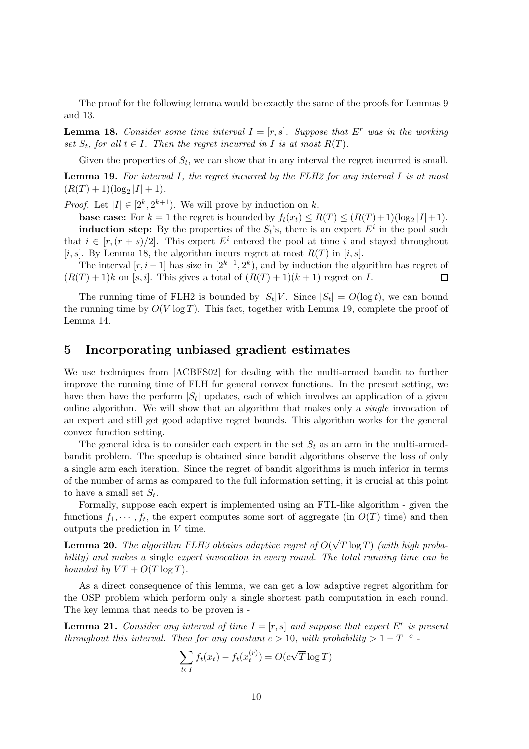The proof for the following lemma would be exactly the same of the proofs for Lemmas 9 and 13.

**Lemma 18.** *Consider some time interval $I = [r, s]$. Suppose that $E^r$ was in the working set $S_t$, for all $t \in I$. Then the regret incurred in $I$ is at most $R(T)$.*

Given the properties of $S_t$, we can show that in any interval the regret incurred is small.

**Lemma 19.** *For interval $I$, the regret incurred by the FLH2 for any interval $I$ is at most $(R(T) + 1)(\log_2 |I| + 1)$.*

*Proof.* Let $|I| \in [2^k, 2^{k+1})$. We will prove by induction on $k$.

**base case:** For $k = 1$ the regret is bounded by $f_t(x_t) \leq R(T) \leq (R(T)+1)(\log_2 |I|+1)$.

**induction step:** By the properties of the $S_t$'s, there is an expert $E^i$ in the pool such that $i \in [r, (r+s)/2]$. This expert $E^i$ entered the pool at time $i$ and stayed throughout $[i, s]$. By Lemma 18, the algorithm incurs regret at most $R(T)$ in $[i, s]$.

The interval $[r, i-1]$ has size in $[2^{k-1}, 2^k)$, and by induction the algorithm has regret of $(R(T) + 1)k$ on $[s, i]$. This gives a total of $(R(T) + 1)(k + 1)$ regret on $I$. ◻

The running time of FLH2 is bounded by $|S_t|V$. Since $|S_t| = O(\log t)$, we can bound the running time by $O(V \log T)$. This fact, together with Lemma 19, complete the proof of Lemma 14.

## 5 Incorporating unbiased gradient estimates

We use techniques from [ACBFS02] for dealing with the multi-armed bandit to further improve the running time of FLH for general convex functions. In the present setting, we have then have the perform $|S_t|$ updates, each of which involves an application of a given online algorithm. We will show that an algorithm that makes only a *single* invocation of an expert and still get good adaptive regret bounds. This algorithm works for the general convex function setting.

The general idea is to consider each expert in the set $S_t$ as an arm in the multi-armed-bandit problem. The speedup is obtained since bandit algorithms observe the loss of only a single arm each iteration. Since the regret of bandit algorithms is much inferior in terms of the number of arms as compared to the full information setting, it is crucial at this point to have a small set $S_t$.

Formally, suppose each expert is implemented using an FTL-like algorithm - given the functions $f_1, \cdots, f_t$, the expert computes some sort of aggregate (in $O(T)$ time) and then outputs the prediction in $V$ time.

**Lemma 20.** *The algorithm FLH3 obtains adaptive regret of $O(\sqrt{T} \log T)$ (with high probability) and makes a* single *expert invocation in every round. The total running time can be bounded by $VT + O(T \log T)$.*

As a direct consequence of this lemma, we can get a low adaptive regret algorithm for the OSP problem which perform only a single shortest path computation in each round. The key lemma that needs to be proven is -

**Lemma 21.** *Consider any interval of time $I = [r, s]$ and suppose that expert $E^r$ is present throughout this interval. Then for any constant $c > 10$, with probability $> 1 - T^{-c}$ -*

$$\sum_{t \in I} f_t(x_t) - f_t(x_t^{(r)}) = O(c\sqrt{T} \log T)$$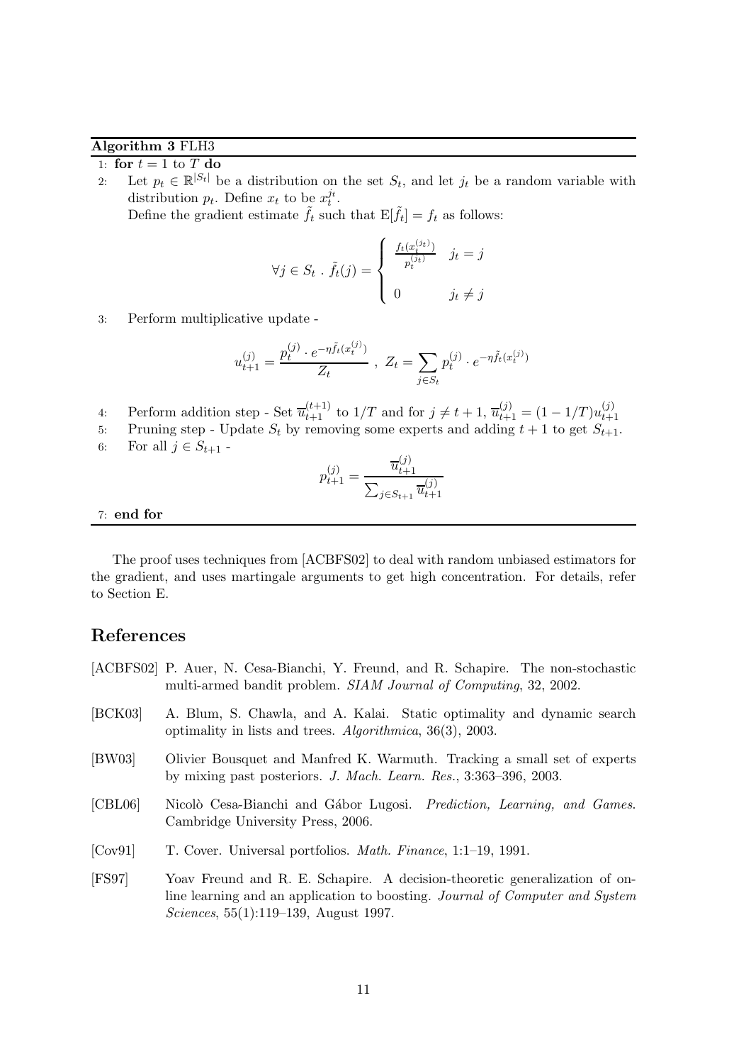**Algorithm 3** FLH3

1: **for** $t = 1$ to $T$ **do**

2: Let $p_t \in \mathbb{R}^{|S_t|}$ be a distribution on the set $S_t$, and let $j_t$ be a random variable with distribution $p_t$. Define $x_t$ to be $x_t^{j_t}$.
   Define the gradient estimate $\tilde{f}_t$ such that $\mathrm{E}[\tilde{f}_t] = f_t$ as follows:

$$\forall j \in S_t \ . \ \tilde{f}_t(j) = \begin{cases} \frac{f_t(x_t^{(j_t)})}{p_t^{(j_t)}} & j_t = j \\ \\ 0 & j_t \neq j \end{cases}$$

3: Perform multiplicative update -

$$u_{t+1}^{(j)} = \frac{p_t^{(j)} \cdot e^{-\eta \tilde{f}_t(x_t^{(j)})}}{Z_t} \ , \ Z_t = \sum_{j \in S_t} p_t^{(j)} \cdot e^{-\eta \tilde{f}_t(x_t^{(j)})}$$

4: Perform addition step - Set $\overline{u}_{t+1}^{(t+1)}$ to $1/T$ and for $j \neq t+1$, $\overline{u}_{t+1}^{(j)} = (1 - 1/T) u_{t+1}^{(j)}$

5: Pruning step - Update $S_t$ by removing some experts and adding $t+1$ to get $S_{t+1}$.

6: For all $j \in S_{t+1}$ -

$$p_{t+1}^{(j)} = \frac{\overline{u}_{t+1}^{(j)}}{\sum_{j \in S_{t+1}} \overline{u}_{t+1}^{(j)}}$$

7: **end for**

The proof uses techniques from [ACBFS02] to deal with random unbiased estimators for the gradient, and uses martingale arguments to get high concentration. For details, refer to Section E.

## References

[ACBFS02] P. Auer, N. Cesa-Bianchi, Y. Freund, and R. Schapire. The non-stochastic multi-armed bandit problem. *SIAM Journal of Computing*, 32, 2002.

[BCK03] A. Blum, S. Chawla, and A. Kalai. Static optimality and dynamic search optimality in lists and trees. *Algorithmica*, 36(3), 2003.

[BW03] Olivier Bousquet and Manfred K. Warmuth. Tracking a small set of experts by mixing past posteriors. *J. Mach. Learn. Res.*, 3:363–396, 2003.

[CBL06] Nicolò Cesa-Bianchi and Gábor Lugosi. *Prediction, Learning, and Games*. Cambridge University Press, 2006.

[Cov91] T. Cover. Universal portfolios. *Math. Finance*, 1:1–19, 1991.

[FS97] Yoav Freund and R. E. Schapire. A decision-theoretic generalization of on-line learning and an application to boosting. *Journal of Computer and System Sciences*, 55(1):119–139, August 1997.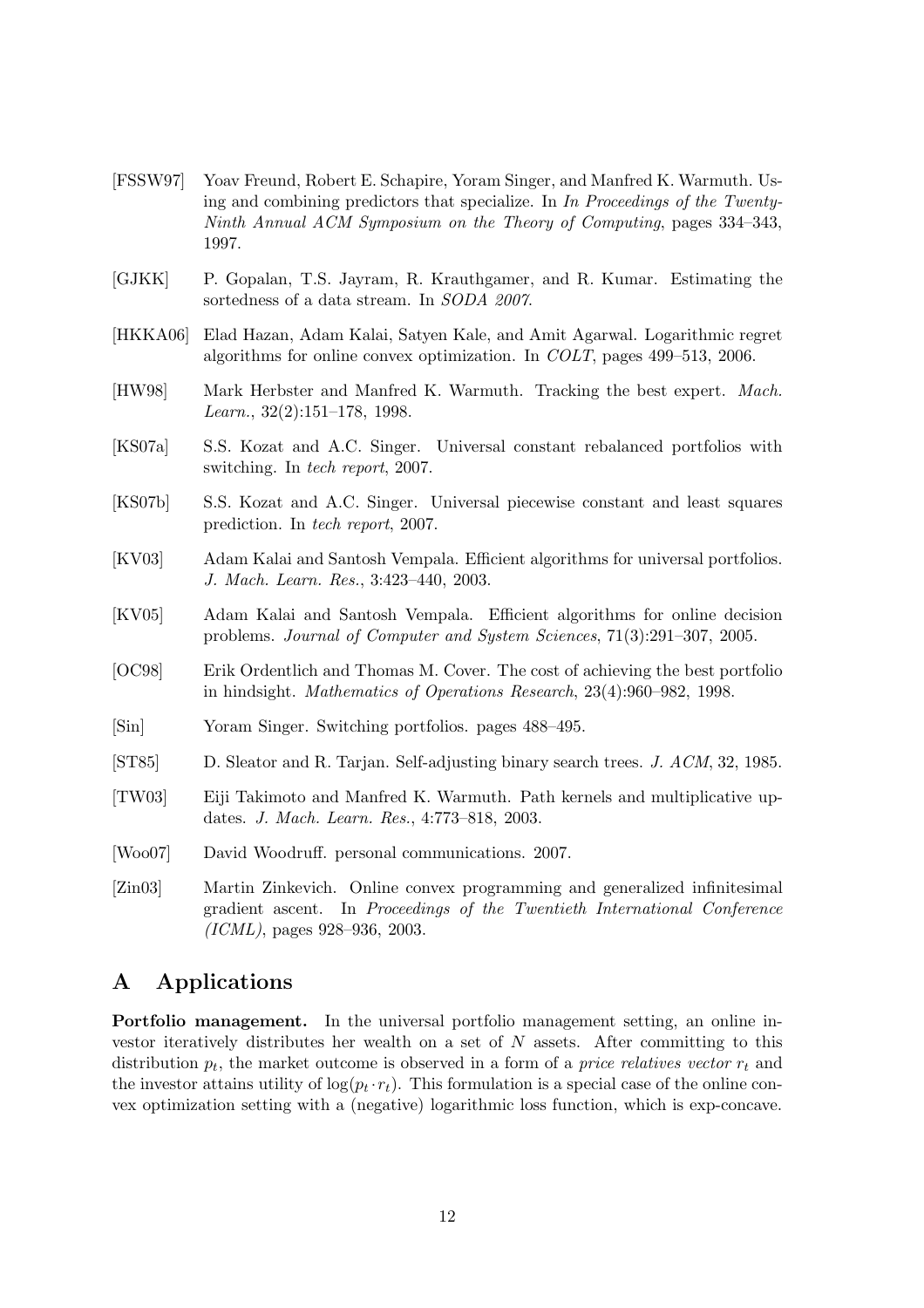[FSSW97] Yoav Freund, Robert E. Schapire, Yoram Singer, and Manfred K. Warmuth. Using and combining predictors that specialize. In *In Proceedings of the Twenty-Ninth Annual ACM Symposium on the Theory of Computing*, pages 334–343, 1997.

[GJKK] P. Gopalan, T.S. Jayram, R. Krauthgamer, and R. Kumar. Estimating the sortedness of a data stream. In *SODA 2007*.

[HKKA06] Elad Hazan, Adam Kalai, Satyen Kale, and Amit Agarwal. Logarithmic regret algorithms for online convex optimization. In *COLT*, pages 499–513, 2006.

[HW98] Mark Herbster and Manfred K. Warmuth. Tracking the best expert. *Mach. Learn.*, 32(2):151–178, 1998.

[KS07a] S.S. Kozat and A.C. Singer. Universal constant rebalanced portfolios with switching. In *tech report*, 2007.

[KS07b] S.S. Kozat and A.C. Singer. Universal piecewise constant and least squares prediction. In *tech report*, 2007.

[KV03] Adam Kalai and Santosh Vempala. Efficient algorithms for universal portfolios. *J. Mach. Learn. Res.*, 3:423–440, 2003.

[KV05] Adam Kalai and Santosh Vempala. Efficient algorithms for online decision problems. *Journal of Computer and System Sciences*, 71(3):291–307, 2005.

[OC98] Erik Ordentlich and Thomas M. Cover. The cost of achieving the best portfolio in hindsight. *Mathematics of Operations Research*, 23(4):960–982, 1998.

[Sin] Yoram Singer. Switching portfolios. pages 488–495.

[ST85] D. Sleator and R. Tarjan. Self-adjusting binary search trees. *J. ACM*, 32, 1985.

[TW03] Eiji Takimoto and Manfred K. Warmuth. Path kernels and multiplicative updates. *J. Mach. Learn. Res.*, 4:773–818, 2003.

[Woo07] David Woodruff. personal communications. 2007.

[Zin03] Martin Zinkevich. Online convex programming and generalized infinitesimal gradient ascent. In *Proceedings of the Twentieth International Conference (ICML)*, pages 928–936, 2003.

# A Applications

**Portfolio management.** In the universal portfolio management setting, an online investor iteratively distributes her wealth on a set of $N$ assets. After committing to this distribution $p_t$, the market outcome is observed in a form of a *price relatives vector* $r_t$ and the investor attains utility of $\log(p_t \cdot r_t)$. This formulation is a special case of the online convex optimization setting with a (negative) logarithmic loss function, which is exp-concave.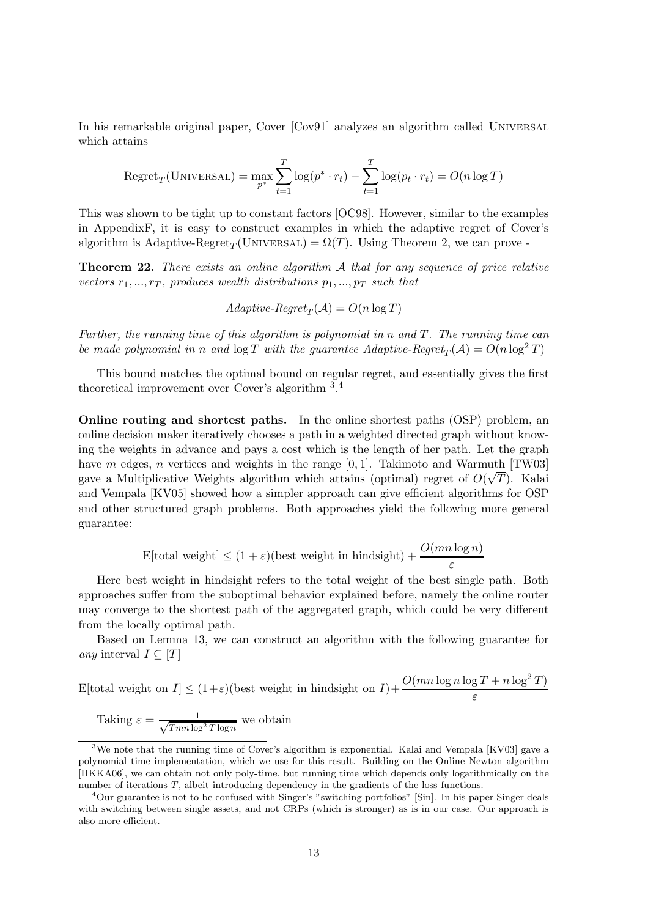In his remarkable original paper, Cover [Cov91] analyzes an algorithm called UNIVERSAL which attains

$$\text{Regret}_T(\text{UNIVERSAL}) = \max_{p^*} \sum_{t=1}^{T} \log(p^* \cdot r_t) - \sum_{t=1}^{T} \log(p_t \cdot r_t) = O(n \log T)$$

This was shown to be tight up to constant factors [OC98]. However, similar to the examples in AppendixF, it is easy to construct examples in which the adaptive regret of Cover's algorithm is $\text{Adaptive-Regret}_T(\text{UNIVERSAL}) = \Omega(T)$. Using Theorem 2, we can prove -

**Theorem 22.** *There exists an online algorithm $\mathcal{A}$ that for any sequence of price relative vectors $r_1, ..., r_T$, produces wealth distributions $p_1, ..., p_T$ such that*

$$\textit{Adaptive-Regret}_T(\mathcal{A}) = O(n \log T)$$

*Further, the running time of this algorithm is polynomial in $n$ and $T$. The running time can be made polynomial in $n$ and $\log T$ with the guarantee $\textit{Adaptive-Regret}_T(\mathcal{A}) = O(n \log^2 T)$*

This bound matches the optimal bound on regular regret, and essentially gives the first theoretical improvement over Cover's algorithm [3].[4]

**Online routing and shortest paths.** In the online shortest paths (OSP) problem, an online decision maker iteratively chooses a path in a weighted directed graph without knowing the weights in advance and pays a cost which is the length of her path. Let the graph have $m$ edges, $n$ vertices and weights in the range $[0, 1]$. Takimoto and Warmuth [TW03] gave a Multiplicative Weights algorithm which attains (optimal) regret of $O(\sqrt{T})$. Kalai and Vempala [KV05] showed how a simpler approach can give efficient algorithms for OSP and other structured graph problems. Both approaches yield the following more general guarantee:

$$\text{E[total weight]} \le (1 + \varepsilon)(\text{best weight in hindsight}) + \frac{O(mn \log n)}{\varepsilon}$$

Here best weight in hindsight refers to the total weight of the best single path. Both approaches suffer from the suboptimal behavior explained before, namely the online router may converge to the shortest path of the aggregated graph, which could be very different from the locally optimal path.

Based on Lemma 13, we can construct an algorithm with the following guarantee for *any* interval $I \subseteq [T]$

$$\text{E[total weight on } I] \le (1+\varepsilon)(\text{best weight in hindsight on } I) + \frac{O(mn \log n \log T + n \log^2 T)}{\varepsilon}$$

Taking $\varepsilon = \frac{1}{\sqrt{Tmn \log^2 T \log n}}$ we obtain

---

[3] We note that the running time of Cover's algorithm is exponential. Kalai and Vempala [KV03] gave a polynomial time implementation, which we use for this result. Building on the Online Newton algorithm [HKKA06], we can obtain not only poly-time, but running time which depends only logarithmically on the number of iterations $T$, albeit introducing dependency in the gradients of the loss functions.

[4] Our guarantee is not to be confused with Singer's "switching portfolios" [Sin]. In his paper Singer deals with switching between single assets, and not CRPs (which is stronger) as is in our case. Our approach is also more efficient.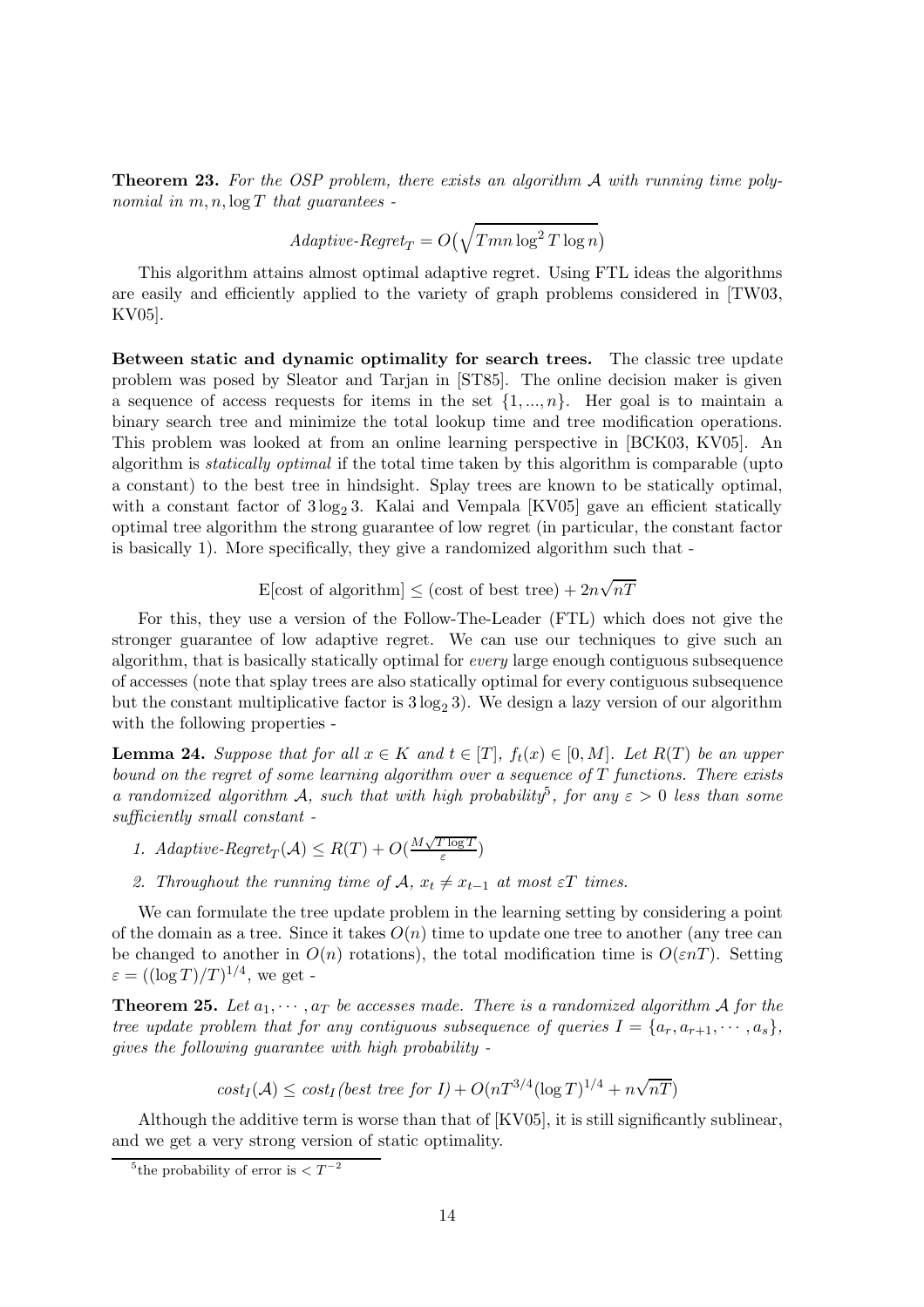**Theorem 23.** *For the OSP problem, there exists an algorithm $\mathcal{A}$ with running time polynomial in $m, n, \log T$ that guarantees -*

$$\textit{Adaptive-Regret}_T = O\big(\sqrt{Tmn \log^2 T \log n}\big)$$

This algorithm attains almost optimal adaptive regret. Using FTL ideas the algorithms are easily and efficiently applied to the variety of graph problems considered in [TW03, KV05].

**Between static and dynamic optimality for search trees.** The classic tree update problem was posed by Sleator and Tarjan in [ST85]. The online decision maker is given a sequence of access requests for items in the set $\{1, ..., n\}$. Her goal is to maintain a binary search tree and minimize the total lookup time and tree modification operations. This problem was looked at from an online learning perspective in [BCK03, KV05]. An algorithm is *statically optimal* if the total time taken by this algorithm is comparable (upto a constant) to the best tree in hindsight. Splay trees are known to be statically optimal, with a constant factor of $3\log_2 3$. Kalai and Vempala [KV05] gave an efficient statically optimal tree algorithm the strong guarantee of low regret (in particular, the constant factor is basically 1). More specifically, they give a randomized algorithm such that -

$$\mathrm{E}[\text{cost of algorithm}] \leq (\text{cost of best tree}) + 2n\sqrt{nT}$$

For this, they use a version of the Follow-The-Leader (FTL) which does not give the stronger guarantee of low adaptive regret. We can use our techniques to give such an algorithm, that is basically statically optimal for *every* large enough contiguous subsequence of accesses (note that splay trees are also statically optimal for every contiguous subsequence but the constant multiplicative factor is $3\log_2 3$). We design a lazy version of our algorithm with the following properties -

**Lemma 24.** *Suppose that for all $x \in K$ and $t \in [T]$, $f_t(x) \in [0, M]$. Let $R(T)$ be an upper bound on the regret of some learning algorithm over a sequence of $T$ functions. There exists a randomized algorithm $\mathcal{A}$, such that with high probability*[5]*, for any $\varepsilon > 0$ less than some sufficiently small constant -*

1. *$\textit{Adaptive-Regret}_T(\mathcal{A}) \leq R(T) + O(\frac{M\sqrt{T\log T}}{\varepsilon})$*
2. *Throughout the running time of $\mathcal{A}$, $x_t \neq x_{t-1}$ at most $\varepsilon T$ times.*

We can formulate the tree update problem in the learning setting by considering a point of the domain as a tree. Since it takes $O(n)$ time to update one tree to another (any tree can be changed to another in $O(n)$ rotations), the total modification time is $O(\varepsilon nT)$. Setting $\varepsilon = ((\log T)/T)^{1/4}$, we get -

**Theorem 25.** *Let $a_1, \cdots, a_T$ be accesses made. There is a randomized algorithm $\mathcal{A}$ for the tree update problem that for any contiguous subsequence of queries $I = \{a_r, a_{r+1}, \cdots, a_s\}$, gives the following guarantee with high probability -*

$$\textit{cost}_I(\mathcal{A}) \leq \textit{cost}_I(\textit{best tree for } I) + O(nT^{3/4}(\log T)^{1/4} + n\sqrt{nT})$$

Although the additive term is worse than that of [KV05], it is still significantly sublinear, and we get a very strong version of static optimality.

[5] the probability of error is $< T^{-2}$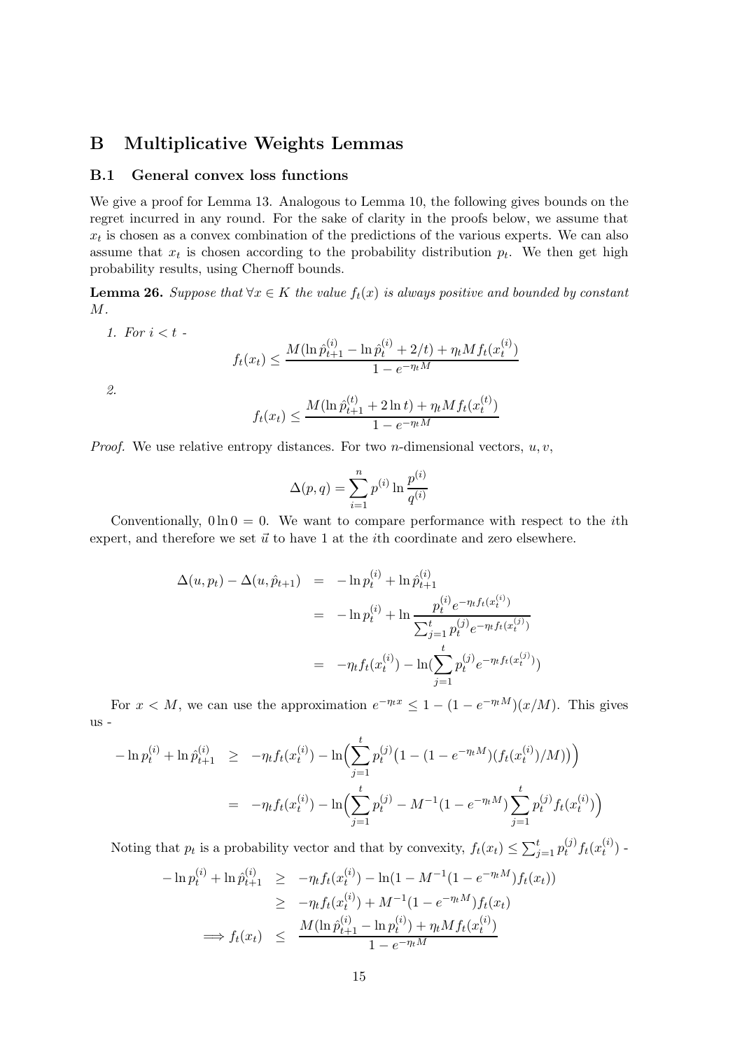# B Multiplicative Weights Lemmas

## B.1 General convex loss functions

We give a proof for Lemma 13. Analogous to Lemma 10, the following gives bounds on the regret incurred in any round. For the sake of clarity in the proofs below, we assume that $x_t$ is chosen as a convex combination of the predictions of the various experts. We can also assume that $x_t$ is chosen according to the probability distribution $p_t$. We then get high probability results, using Chernoff bounds.

**Lemma 26.** *Suppose that $\forall x \in K$ the value $f_t(x)$ is always positive and bounded by constant $M$.*

1. *For $i < t$ -*

$$f_t(x_t) \leq \frac{M(\ln \hat{p}_{t+1}^{(i)} - \ln \hat{p}_t^{(i)} + 2/t) + \eta_t M f_t(x_t^{(i)})}{1 - e^{-\eta_t M}}$$

2. 

$$f_t(x_t) \leq \frac{M(\ln \hat{p}_{t+1}^{(t)} + 2\ln t) + \eta_t M f_t(x_t^{(t)})}{1 - e^{-\eta_t M}}$$

*Proof.* We use relative entropy distances. For two $n$-dimensional vectors, $u, v$,

$$\Delta(p, q) = \sum_{i=1}^{n} p^{(i)} \ln \frac{p^{(i)}}{q^{(i)}}$$

Conventionally, $0 \ln 0 = 0$. We want to compare performance with respect to the $i$th expert, and therefore we set $\vec{u}$ to have 1 at the $i$th coordinate and zero elsewhere.

$$\begin{aligned}
\Delta(u, p_t) - \Delta(u, \hat{p}_{t+1}) &= -\ln p_t^{(i)} + \ln \hat{p}_{t+1}^{(i)} \\
&= -\ln p_t^{(i)} + \ln \frac{p_t^{(i)} e^{-\eta_t f_t(x_t^{(i)})}}{\sum_{j=1}^{t} p_t^{(j)} e^{-\eta_t f_t(x_t^{(j)})}} \\
&= -\eta_t f_t(x_t^{(i)}) - \ln(\sum_{j=1}^{t} p_t^{(j)} e^{-\eta_t f_t(x_t^{(j)})})
\end{aligned}$$

For $x < M$, we can use the approximation $e^{-\eta_t x} \leq 1 - (1 - e^{-\eta_t M})(x/M)$. This gives us -

$$\begin{aligned}
-\ln p_t^{(i)} + \ln \hat{p}_{t+1}^{(i)} &\geq -\eta_t f_t(x_t^{(i)}) - \ln\Big(\sum_{j=1}^{t} p_t^{(j)}\big(1 - (1 - e^{-\eta_t M})(f_t(x_t^{(i)})/M)\big)\Big) \\
&= -\eta_t f_t(x_t^{(i)}) - \ln\Big(\sum_{j=1}^{t} p_t^{(j)} - M^{-1}(1 - e^{-\eta_t M}) \sum_{j=1}^{t} p_t^{(j)} f_t(x_t^{(i)})\Big)
\end{aligned}$$

Noting that $p_t$ is a probability vector and that by convexity, $f_t(x_t) \leq \sum_{j=1}^{t} p_t^{(j)} f_t(x_t^{(i)})$ -

$$\begin{aligned}
-\ln p_t^{(i)} + \ln \hat{p}_{t+1}^{(i)} &\geq -\eta_t f_t(x_t^{(i)}) - \ln(1 - M^{-1}(1 - e^{-\eta_t M}) f_t(x_t)) \\
&\geq -\eta_t f_t(x_t^{(i)}) + M^{-1}(1 - e^{-\eta_t M}) f_t(x_t) \\
\implies f_t(x_t) &\leq \frac{M(\ln \hat{p}_{t+1}^{(i)} - \ln p_t^{(i)}) + \eta_t M f_t(x_t^{(i)})}{1 - e^{-\eta_t M}}
\end{aligned}$$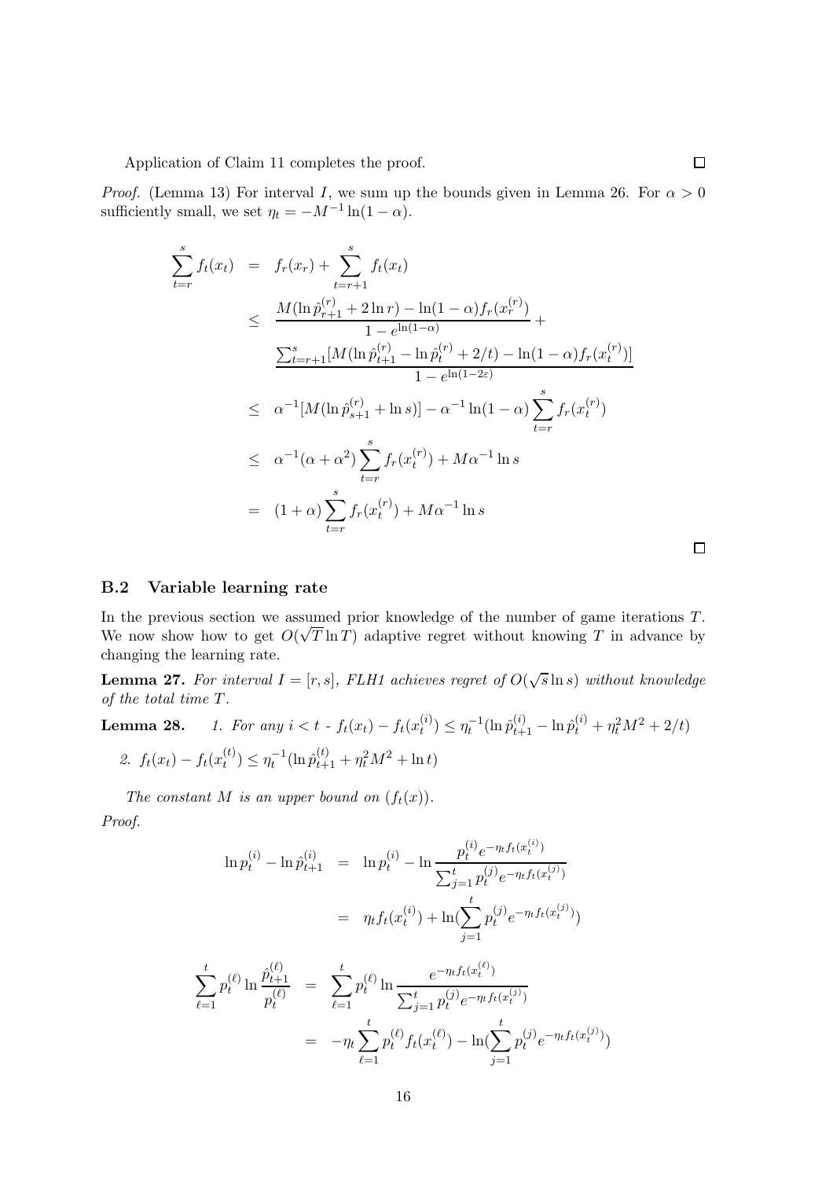Application of Claim 11 completes the proof. ∎

*Proof.* (Lemma 13) For interval $I$, we sum up the bounds given in Lemma 26. For $\alpha > 0$ sufficiently small, we set $\eta_t = -M^{-1}\ln(1-\alpha)$.

$$
\begin{aligned}
\sum_{t=r}^{s} f_t(x_t) &= f_r(x_r) + \sum_{t=r+1}^{s} f_t(x_t) \\
&\leq \frac{M(\ln \hat{p}_{r+1}^{(r)} + 2\ln r) - \ln(1-\alpha) f_r(x_r^{(r)})}{1 - e^{\ln(1-\alpha)}} + \\
&\quad \frac{\sum_{t=r+1}^{s} [M(\ln \hat{p}_{t+1}^{(r)} - \ln \hat{p}_t^{(r)} + 2/t) - \ln(1-\alpha) f_r(x_t^{(r)})]}{1 - e^{\ln(1-2\varepsilon)}} \\
&\leq \alpha^{-1}[M(\ln \hat{p}_{s+1}^{(r)} + \ln s)] - \alpha^{-1}\ln(1-\alpha)\sum_{t=r}^{s} f_r(x_t^{(r)}) \\
&\leq \alpha^{-1}(\alpha + \alpha^2)\sum_{t=r}^{s} f_r(x_t^{(r)}) + M\alpha^{-1}\ln s \\
&= (1+\alpha)\sum_{t=r}^{s} f_r(x_t^{(r)}) + M\alpha^{-1}\ln s
\end{aligned}
$$

∎

### B.2 Variable learning rate

In the previous section we assumed prior knowledge of the number of game iterations $T$. We now show how to get $O(\sqrt{T}\ln T)$ adaptive regret without knowing $T$ in advance by changing the learning rate.

**Lemma 27.** *For interval $I = [r,s]$, FLH1 achieves regret of $O(\sqrt{s}\ln s)$ without knowledge of the total time $T$.*

**Lemma 28.**

1. *For any $i < t$ - $f_t(x_t) - f_t(x_t^{(i)}) \leq \eta_t^{-1}(\ln \hat{p}_{t+1}^{(i)} - \ln \hat{p}_t^{(i)} + \eta_t^2 M^2 + 2/t)$*
2. *$f_t(x_t) - f_t(x_t^{(t)}) \leq \eta_t^{-1}(\ln \hat{p}_{t+1}^{(t)} + \eta_t^2 M^2 + \ln t)$*

*The constant $M$ is an upper bound on $(f_t(x))$.*

*Proof.*

$$
\begin{aligned}
\ln p_t^{(i)} - \ln \hat{p}_{t+1}^{(i)} &= \ln p_t^{(i)} - \ln \frac{p_t^{(i)} e^{-\eta_t f_t(x_t^{(i)})}}{\sum_{j=1}^{t} p_t^{(j)} e^{-\eta_t f_t(x_t^{(j)})}} \\
&= \eta_t f_t(x_t^{(i)}) + \ln(\sum_{j=1}^{t} p_t^{(j)} e^{-\eta_t f_t(x_t^{(j)})})
\end{aligned}
$$

$$
\begin{aligned}
\sum_{\ell=1}^{t} p_t^{(\ell)} \ln \frac{\hat{p}_{t+1}^{(\ell)}}{p_t^{(\ell)}} &= \sum_{\ell=1}^{t} p_t^{(\ell)} \ln \frac{e^{-\eta_t f_t(x_t^{(\ell)})}}{\sum_{j=1}^{t} p_t^{(j)} e^{-\eta_t f_t(x_t^{(j)})}} \\
&= -\eta_t \sum_{\ell=1}^{t} p_t^{(\ell)} f_t(x_t^{(\ell)}) - \ln(\sum_{j=1}^{t} p_t^{(j)} e^{-\eta_t f_t(x_t^{(j)})})
\end{aligned}
$$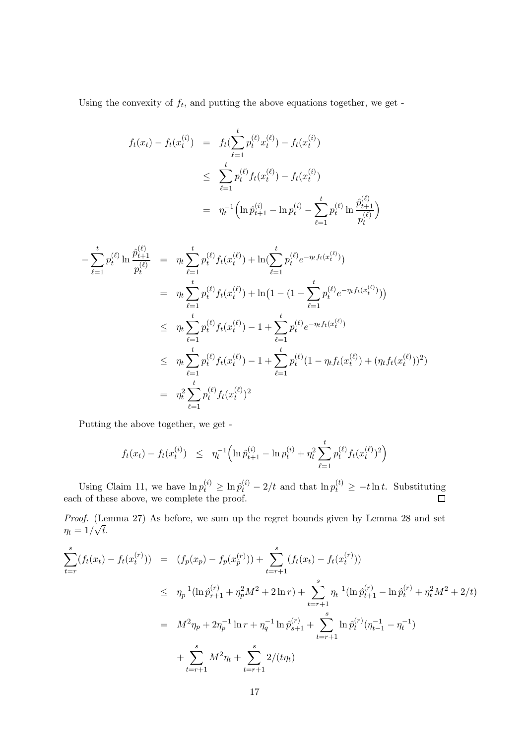Using the convexity of $f_t$, and putting the above equations together, we get -

$$
\begin{aligned}
f_t(x_t) - f_t(x_t^{(i)}) &= f_t(\sum_{\ell=1}^{t} p_t^{(\ell)} x_t^{(\ell)}) - f_t(x_t^{(i)}) \\
&\leq \sum_{\ell=1}^{t} p_t^{(\ell)} f_t(x_t^{(\ell)}) - f_t(x_t^{(i)}) \\
&= \eta_t^{-1}\Big(\ln \hat{p}_{t+1}^{(i)} - \ln p_t^{(i)} - \sum_{\ell=1}^{t} p_t^{(\ell)} \ln \frac{\hat{p}_{t+1}^{(\ell)}}{p_t^{(\ell)}}\Big)
\end{aligned}
$$

$$
\begin{aligned}
-\sum_{\ell=1}^{t} p_t^{(\ell)} \ln \frac{\hat{p}_{t+1}^{(\ell)}}{p_t^{(\ell)}} &= \eta_t \sum_{\ell=1}^{t} p_t^{(\ell)} f_t(x_t^{(\ell)}) + \ln(\sum_{\ell=1}^{t} p_t^{(\ell)} e^{-\eta_t f_t(x_t^{(\ell)})}) \\
&= \eta_t \sum_{\ell=1}^{t} p_t^{(\ell)} f_t(x_t^{(\ell)}) + \ln\big(1 - (1 - \sum_{\ell=1}^{t} p_t^{(\ell)} e^{-\eta_t f_t(x_t^{(\ell)})})\big) \\
&\leq \eta_t \sum_{\ell=1}^{t} p_t^{(\ell)} f_t(x_t^{(\ell)}) - 1 + \sum_{\ell=1}^{t} p_t^{(\ell)} e^{-\eta_t f_t(x_t^{(\ell)})} \\
&\leq \eta_t \sum_{\ell=1}^{t} p_t^{(\ell)} f_t(x_t^{(\ell)}) - 1 + \sum_{\ell=1}^{t} p_t^{(\ell)} (1 - \eta_t f_t(x_t^{(\ell)}) + (\eta_t f_t(x_t^{(\ell)}))^2) \\
&= \eta_t^2 \sum_{\ell=1}^{t} p_t^{(\ell)} f_t(x_t^{(\ell)})^2
\end{aligned}
$$

Putting the above together, we get -

$$
f_t(x_t) - f_t(x_t^{(i)}) \leq \eta_t^{-1}\Big(\ln \hat{p}_{t+1}^{(i)} - \ln p_t^{(i)} + \eta_t^2 \sum_{\ell=1}^{t} p_t^{(\ell)} f_t(x_t^{(\ell)})^2\Big)
$$

Using Claim 11, we have $\ln p_t^{(i)} \geq \ln \hat{p}_t^{(i)} - 2/t$ and that $\ln p_t^{(t)} \geq -t \ln t$. Substituting each of these above, we complete the proof. $\square$

*Proof.* (Lemma 27) As before, we sum up the regret bounds given by Lemma 28 and set $\eta_t = 1/\sqrt{t}$.

$$
\begin{aligned}
\sum_{t=r}^{s} (f_t(x_t) - f_t(x_t^{(r)})) &= (f_p(x_p) - f_p(x_p^{(r)})) + \sum_{t=r+1}^{s} (f_t(x_t) - f_t(x_t^{(r)})) \\
&\leq \eta_p^{-1}(\ln \hat{p}_{r+1}^{(r)} + \eta_p^2 M^2 + 2\ln r) + \sum_{t=r+1}^{s} \eta_t^{-1}(\ln \hat{p}_{t+1}^{(r)} - \ln \hat{p}_t^{(r)} + \eta_t^2 M^2 + 2/t) \\
&= M^2 \eta_p + 2\eta_p^{-1} \ln r + \eta_q^{-1} \ln \hat{p}_{s+1}^{(r)} + \sum_{t=r+1}^{s} \ln \hat{p}_t^{(r)} (\eta_{t-1}^{-1} - \eta_t^{-1}) \\
&\quad + \sum_{t=r+1}^{s} M^2 \eta_t + \sum_{t=r+1}^{s} 2/(t\eta_t)
\end{aligned}
$$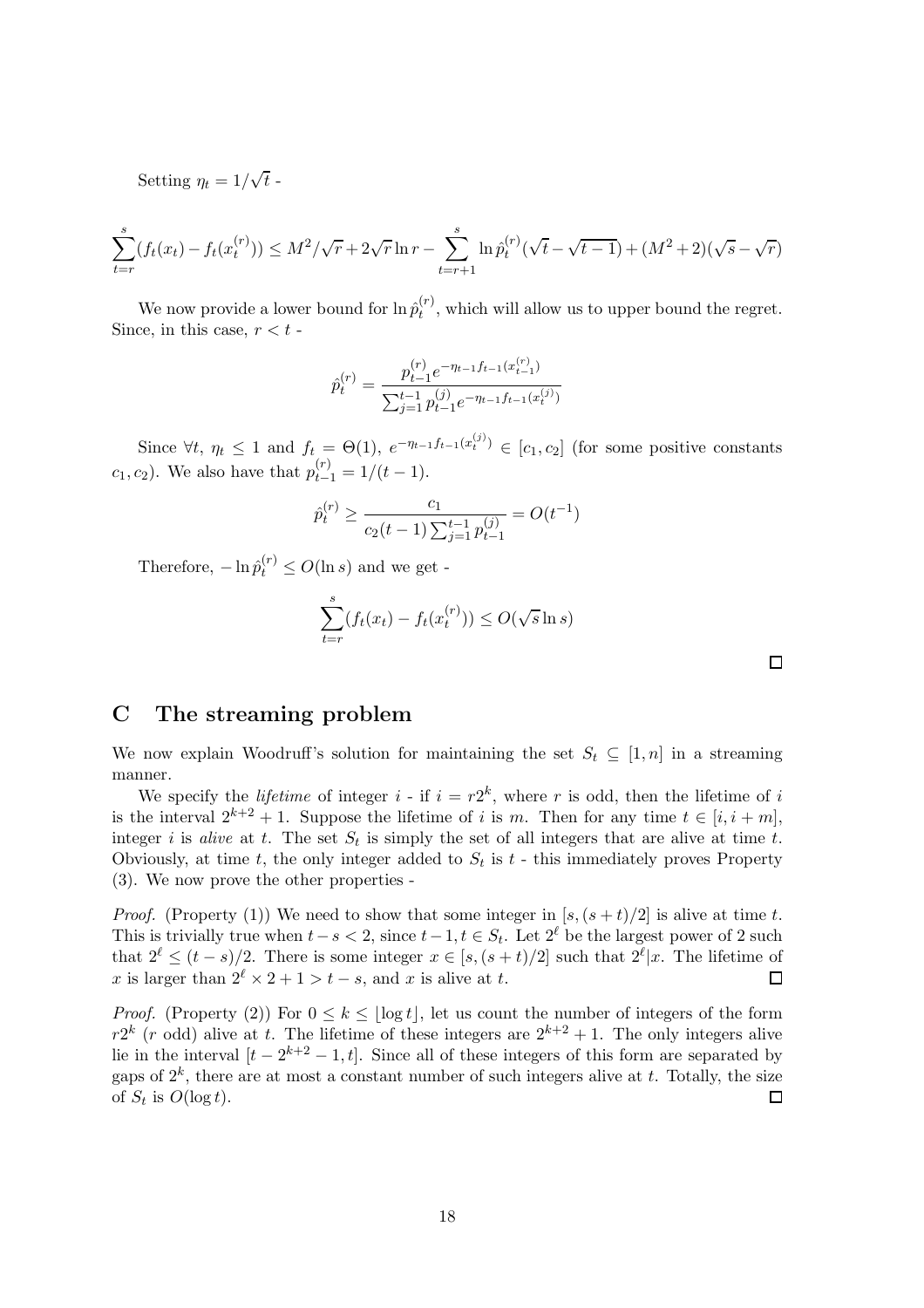Setting $\eta_t = 1/\sqrt{t}$ -

$$\sum_{t=r}^{s}(f_t(x_t) - f_t(x_t^{(r)})) \leq M^2/\sqrt{r} + 2\sqrt{r}\ln r - \sum_{t=r+1}^{s} \ln \hat{p}_t^{(r)}(\sqrt{t} - \sqrt{t-1}) + (M^2+2)(\sqrt{s} - \sqrt{r})$$

We now provide a lower bound for $\ln \hat{p}_t^{(r)}$, which will allow us to upper bound the regret. Since, in this case, $r < t$ -

$$\hat{p}_t^{(r)} = \frac{p_{t-1}^{(r)} e^{-\eta_{t-1} f_{t-1}(x_{t-1}^{(r)})}}{\sum_{j=1}^{t-1} p_{t-1}^{(j)} e^{-\eta_{t-1} f_{t-1}(x_t^{(j)})}}$$

Since $\forall t$, $\eta_t \leq 1$ and $f_t = \Theta(1)$, $e^{-\eta_{t-1} f_{t-1}(x_t^{(j)})} \in [c_1, c_2]$ (for some positive constants $c_1, c_2$). We also have that $p_{t-1}^{(r)} = 1/(t-1)$.

$$\hat{p}_t^{(r)} \geq \frac{c_1}{c_2(t-1)\sum_{j=1}^{t-1} p_{t-1}^{(j)}} = O(t^{-1})$$

Therefore, $-\ln \hat{p}_t^{(r)} \leq O(\ln s)$ and we get -

$$\sum_{t=r}^{s}(f_t(x_t) - f_t(x_t^{(r)})) \leq O(\sqrt{s}\ln s)$$

□

## C The streaming problem

We now explain Woodruff's solution for maintaining the set $S_t \subseteq [1, n]$ in a streaming manner.

We specify the *lifetime* of integer $i$ - if $i = r2^k$, where $r$ is odd, then the lifetime of $i$ is the interval $2^{k+2} + 1$. Suppose the lifetime of $i$ is $m$. Then for any time $t \in [i, i+m]$, integer $i$ is *alive* at $t$. The set $S_t$ is simply the set of all integers that are alive at time $t$. Obviously, at time $t$, the only integer added to $S_t$ is $t$ - this immediately proves Property (3). We now prove the other properties -

*Proof.* (Property (1)) We need to show that some integer in $[s, (s+t)/2]$ is alive at time $t$. This is trivially true when $t - s < 2$, since $t-1, t \in S_t$. Let $2^\ell$ be the largest power of 2 such that $2^\ell \leq (t-s)/2$. There is some integer $x \in [s, (s+t)/2]$ such that $2^\ell | x$. The lifetime of $x$ is larger than $2^\ell \times 2 + 1 > t - s$, and $x$ is alive at $t$. □

*Proof.* (Property (2)) For $0 \leq k \leq \lfloor \log t \rfloor$, let us count the number of integers of the form $r2^k$ ($r$ odd) alive at $t$. The lifetime of these integers are $2^{k+2} + 1$. The only integers alive lie in the interval $[t - 2^{k+2} - 1, t]$. Since all of these integers of this form are separated by gaps of $2^k$, there are at most a constant number of such integers alive at $t$. Totally, the size of $S_t$ is $O(\log t)$. □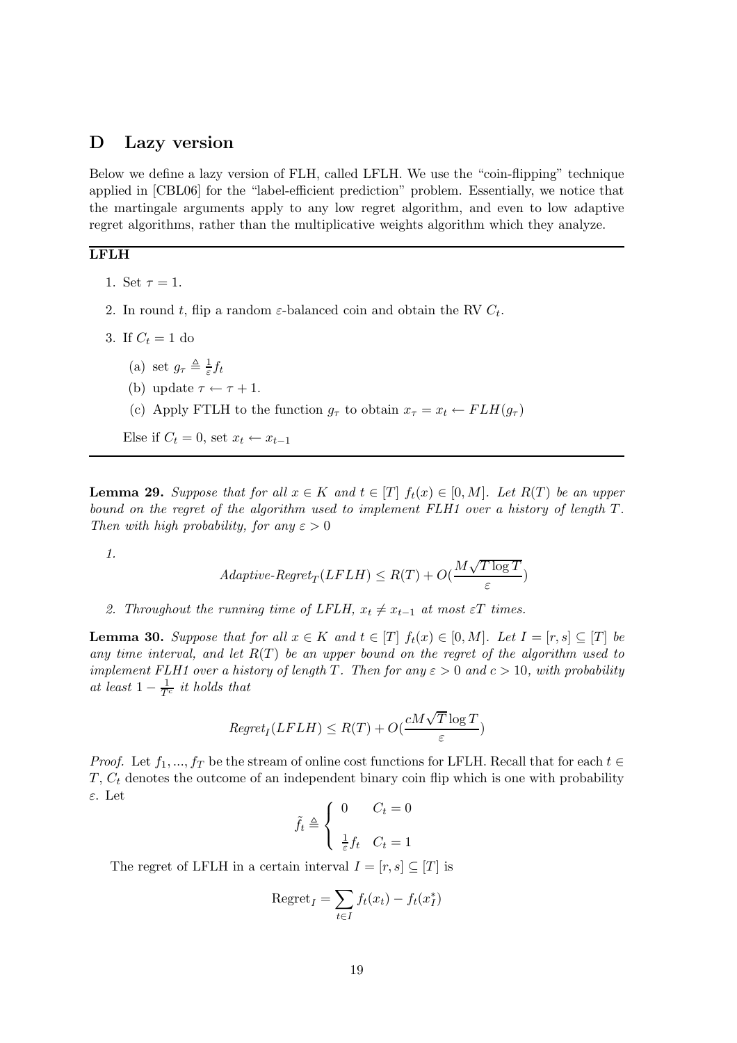## D Lazy version

Below we define a lazy version of FLH, called LFLH. We use the "coin-flipping" technique applied in [CBL06] for the "label-efficient prediction" problem. Essentially, we notice that the martingale arguments apply to any low regret algorithm, and even to low adaptive regret algorithms, rather than the multiplicative weights algorithm which they analyze.

---

**LFLH**

1. Set $\tau = 1$.
2. In round $t$, flip a random $\varepsilon$-balanced coin and obtain the RV $C_t$.
3. If $C_t = 1$ do
   (a) set $g_\tau \triangleq \frac{1}{\varepsilon} f_t$
   (b) update $\tau \leftarrow \tau + 1$.
   (c) Apply FTLH to the function $g_\tau$ to obtain $x_\tau = x_t \leftarrow FLH(g_\tau)$

   Else if $C_t = 0$, set $x_t \leftarrow x_{t-1}$

---

**Lemma 29.** *Suppose that for all $x \in K$ and $t \in [T]$ $f_t(x) \in [0, M]$. Let $R(T)$ be an upper bound on the regret of the algorithm used to implement FLH1 over a history of length $T$. Then with high probability, for any $\varepsilon > 0$*

*1.*

$$\text{Adaptive-Regret}_T(LFLH) \leq R(T) + O(\frac{M\sqrt{T \log T}}{\varepsilon})$$

*2. Throughout the running time of LFLH, $x_t \neq x_{t-1}$ at most $\varepsilon T$ times.*

**Lemma 30.** *Suppose that for all $x \in K$ and $t \in [T]$ $f_t(x) \in [0, M]$. Let $I = [r, s] \subseteq [T]$ be any time interval, and let $R(T)$ be an upper bound on the regret of the algorithm used to implement FLH1 over a history of length $T$. Then for any $\varepsilon > 0$ and $c > 10$, with probability at least $1 - \frac{1}{T^c}$ it holds that*

$$\text{Regret}_I(LFLH) \leq R(T) + O(\frac{cM\sqrt{T}\log T}{\varepsilon})$$

*Proof.* Let $f_1, ..., f_T$ be the stream of online cost functions for LFLH. Recall that for each $t \in T$, $C_t$ denotes the outcome of an independent binary coin flip which is one with probability $\varepsilon$. Let

$$\tilde{f}_t \triangleq \begin{cases} 0 & C_t = 0 \\ \frac{1}{\varepsilon} f_t & C_t = 1 \end{cases}$$

The regret of LFLH in a certain interval $I = [r, s] \subseteq [T]$ is

$$\text{Regret}_I = \sum_{t \in I} f_t(x_t) - f_t(x_I^*)$$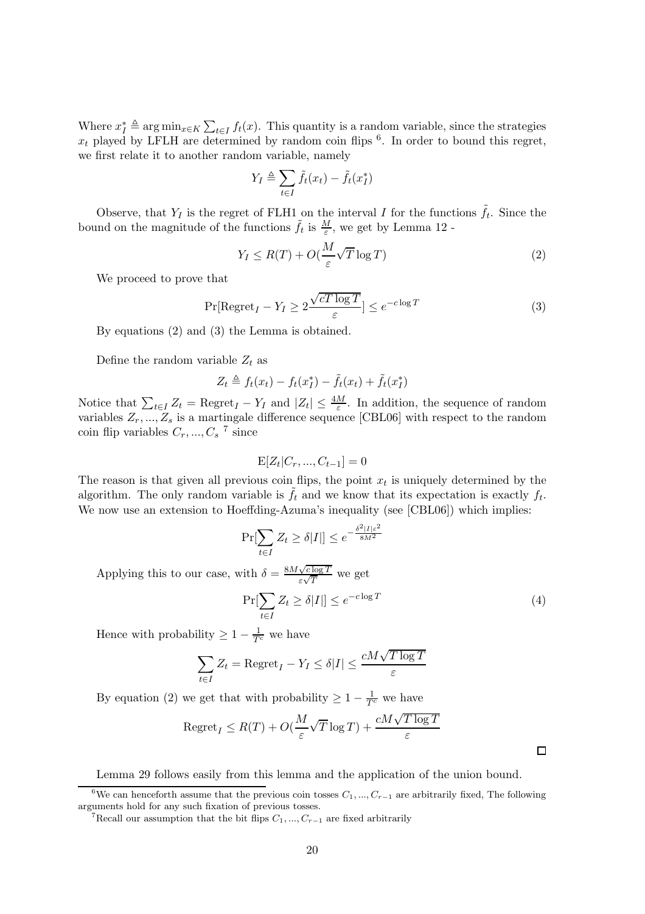Where $x_I^* \triangleq \arg\min_{x \in K} \sum_{t \in I} f_t(x)$. This quantity is a random variable, since the strategies $x_t$ played by LFLH are determined by random coin flips [6]. In order to bound this regret, we first relate it to another random variable, namely

$$Y_I \triangleq \sum_{t \in I} \tilde{f}_t(x_t) - \tilde{f}_t(x_I^*)$$

Observe, that $Y_I$ is the regret of FLH1 on the interval $I$ for the functions $\tilde{f}_t$. Since the bound on the magnitude of the functions $\tilde{f}_t$ is $\frac{M}{\varepsilon}$, we get by Lemma 12 -

$$Y_I \leq R(T) + O(\frac{M}{\varepsilon}\sqrt{T}\log T) \tag{2}$$

We proceed to prove that

$$\Pr[\text{Regret}_I - Y_I \geq 2\frac{\sqrt{cT\log T}}{\varepsilon}] \leq e^{-c\log T} \tag{3}$$

By equations (2) and (3) the Lemma is obtained.

Define the random variable $Z_t$ as

$$Z_t \triangleq f_t(x_t) - f_t(x_I^*) - \tilde{f}_t(x_t) + \tilde{f}_t(x_I^*)$$

Notice that $\sum_{t \in I} Z_t = \text{Regret}_I - Y_I$ and $|Z_t| \leq \frac{4M}{\varepsilon}$. In addition, the sequence of random variables $Z_r, ..., Z_s$ is a martingale difference sequence [CBL06] with respect to the random coin flip variables $C_r, ..., C_s$ [7] since

$$\text{E}[Z_t | C_r, ..., C_{t-1}] = 0$$

The reason is that given all previous coin flips, the point $x_t$ is uniquely determined by the algorithm. The only random variable is $\tilde{f}_t$ and we know that its expectation is exactly $f_t$. We now use an extension to Hoeffding-Azuma's inequality (see [CBL06]) which implies:

$$\Pr[\sum_{t \in I} Z_t \geq \delta|I|] \leq e^{-\frac{\delta^2|I|\varepsilon^2}{8M^2}}$$

Applying this to our case, with $\delta = \frac{8M\sqrt{c\log T}}{\varepsilon\sqrt{T}}$ we get

$$\Pr[\sum_{t \in I} Z_t \geq \delta|I|] \leq e^{-c\log T} \tag{4}$$

Hence with probability $\geq 1 - \frac{1}{T^c}$ we have

$$\sum_{t \in I} Z_t = \text{Regret}_I - Y_I \leq \delta|I| \leq \frac{cM\sqrt{T\log T}}{\varepsilon}$$

By equation (2) we get that with probability $\geq 1 - \frac{1}{T^c}$ we have

$$\text{Regret}_I \leq R(T) + O(\frac{M}{\varepsilon}\sqrt{T}\log T) + \frac{cM\sqrt{T\log T}}{\varepsilon}$$

□

Lemma 29 follows easily from this lemma and the application of the union bound.

[6] We can henceforth assume that the previous coin tosses $C_1, ..., C_{r-1}$ are arbitrarily fixed, The following arguments hold for any such fixation of previous tosses.

[7] Recall our assumption that the bit flips $C_1, ..., C_{r-1}$ are fixed arbitrarily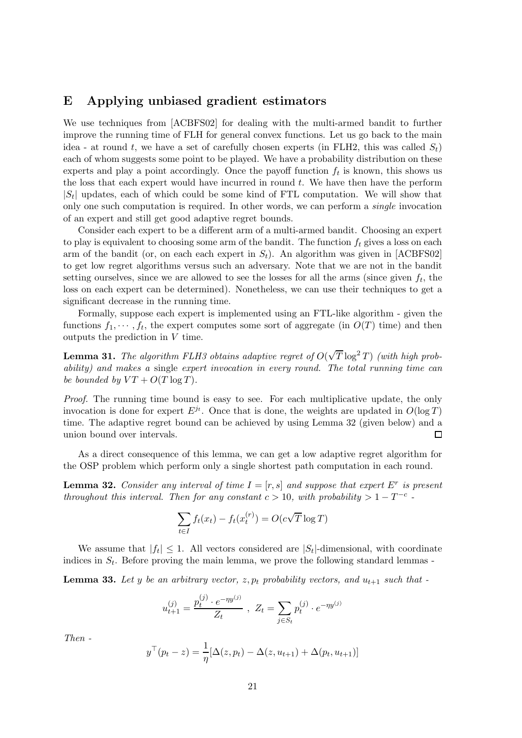# E Applying unbiased gradient estimators

We use techniques from [ACBFS02] for dealing with the multi-armed bandit to further improve the running time of FLH for general convex functions. Let us go back to the main idea - at round $t$, we have a set of carefully chosen experts (in FLH2, this was called $S_t$) each of whom suggests some point to be played. We have a probability distribution on these experts and play a point accordingly. Once the payoff function $f_t$ is known, this shows us the loss that each expert would have incurred in round $t$. We have then have the perform $|S_t|$ updates, each of which could be some kind of FTL computation. We will show that only one such computation is required. In other words, we can perform a *single* invocation of an expert and still get good adaptive regret bounds.

Consider each expert to be a different arm of a multi-armed bandit. Choosing an expert to play is equivalent to choosing some arm of the bandit. The function $f_t$ gives a loss on each arm of the bandit (or, on each each expert in $S_t$). An algorithm was given in [ACBFS02] to get low regret algorithms versus such an adversary. Note that we are not in the bandit setting ourselves, since we are allowed to see the losses for all the arms (since given $f_t$, the loss on each expert can be determined). Nonetheless, we can use their techniques to get a significant decrease in the running time.

Formally, suppose each expert is implemented using an FTL-like algorithm - given the functions $f_1, \cdots, f_t$, the expert computes some sort of aggregate (in $O(T)$ time) and then outputs the prediction in $V$ time.

**Lemma 31.** *The algorithm FLH3 obtains adaptive regret of $O(\sqrt{T}\log^2 T)$ (with high probability) and makes a* single *expert invocation in every round. The total running time can be bounded by $VT + O(T \log T)$.*

*Proof.* The running time bound is easy to see. For each multiplicative update, the only invocation is done for expert $E^{j_t}$. Once that is done, the weights are updated in $O(\log T)$ time. The adaptive regret bound can be achieved by using Lemma 32 (given below) and a union bound over intervals. □

As a direct consequence of this lemma, we can get a low adaptive regret algorithm for the OSP problem which perform only a single shortest path computation in each round.

**Lemma 32.** *Consider any interval of time $I = [r, s]$ and suppose that expert $E^r$ is present throughout this interval. Then for any constant $c > 10$, with probability $> 1 - T^{-c}$ -*

$$\sum_{t \in I} f_t(x_t) - f_t(x_t^{(r)}) = O(c\sqrt{T}\log T)$$

We assume that $|f_t| \leq 1$. All vectors considered are $|S_t|$-dimensional, with coordinate indices in $S_t$. Before proving the main lemma, we prove the following standard lemmas -

**Lemma 33.** *Let $y$ be an arbitrary vector, $z, p_t$ probability vectors, and $u_{t+1}$ such that -*

$$u_{t+1}^{(j)} = \frac{p_t^{(j)} \cdot e^{-\eta y^{(j)}}}{Z_t}\ ,\ Z_t = \sum_{j \in S_t} p_t^{(j)} \cdot e^{-\eta y^{(j)}}$$

*Then -*

$$y^\top (p_t - z) = \frac{1}{\eta}[\Delta(z, p_t) - \Delta(z, u_{t+1}) + \Delta(p_t, u_{t+1})]$$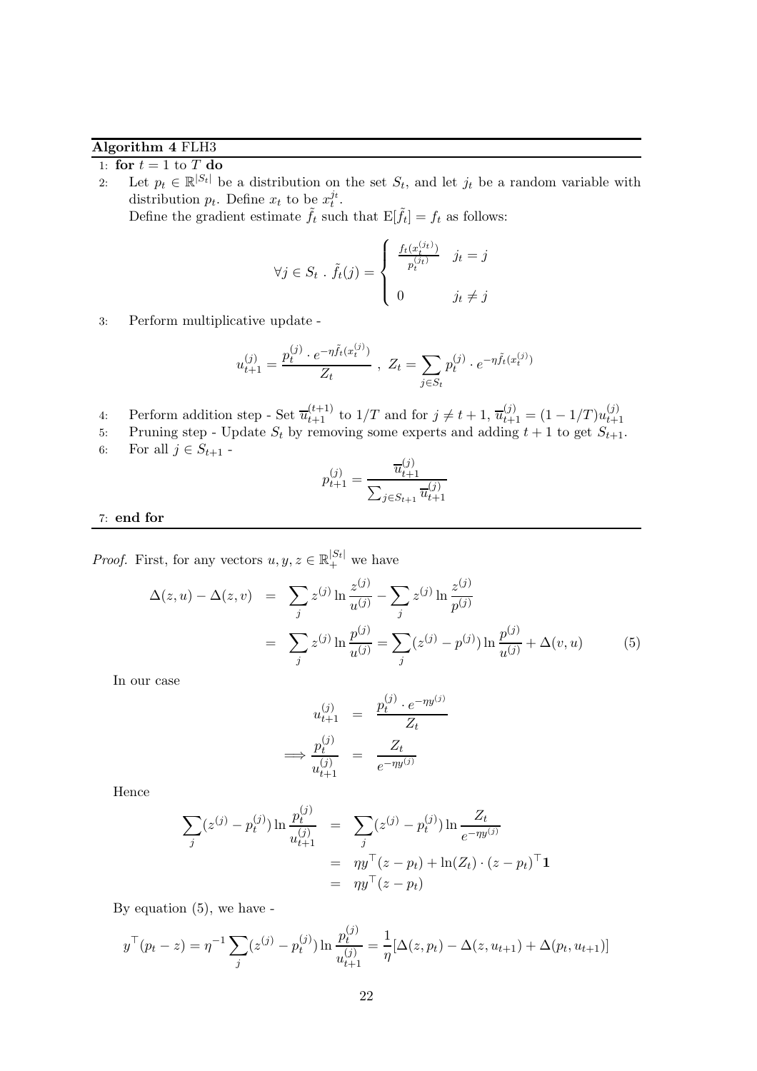**Algorithm 4** FLH3

1: **for** $t = 1$ to $T$ **do**

2: Let $p_t \in \mathbb{R}^{|S_t|}$ be a distribution on the set $S_t$, and let $j_t$ be a random variable with distribution $p_t$. Define $x_t$ to be $x_t^{j_t}$.
Define the gradient estimate $\tilde{f}_t$ such that $\mathrm{E}[\tilde{f}_t] = f_t$ as follows:

$$\forall j \in S_t \ . \ \tilde{f}_t(j) = \begin{cases} \frac{f_t(x_t^{(j_t)})}{p_t^{(j_t)}} & j_t = j \\ \\ 0 & j_t \neq j \end{cases}$$

3: Perform multiplicative update -

$$u_{t+1}^{(j)} = \frac{p_t^{(j)} \cdot e^{-\eta \tilde{f}_t(x_t^{(j)})}}{Z_t} \ , \ Z_t = \sum_{j \in S_t} p_t^{(j)} \cdot e^{-\eta \tilde{f}_t(x_t^{(j)})}$$

4: Perform addition step - Set $\overline{u}_{t+1}^{(t+1)}$ to $1/T$ and for $j \neq t+1$, $\overline{u}_{t+1}^{(j)} = (1 - 1/T) u_{t+1}^{(j)}$

5: Pruning step - Update $S_t$ by removing some experts and adding $t+1$ to get $S_{t+1}$.

6: For all $j \in S_{t+1}$ -

$$p_{t+1}^{(j)} = \frac{\overline{u}_{t+1}^{(j)}}{\sum_{j \in S_{t+1}} \overline{u}_{t+1}^{(j)}}$$

7: **end for**

*Proof.* First, for any vectors $u, y, z \in \mathbb{R}_+^{|S_t|}$ we have

$$\begin{aligned} \Delta(z, u) - \Delta(z, v) &= \sum_j z^{(j)} \ln \frac{z^{(j)}}{u^{(j)}} - \sum_j z^{(j)} \ln \frac{z^{(j)}}{p^{(j)}} \\ &= \sum_j z^{(j)} \ln \frac{p^{(j)}}{u^{(j)}} = \sum_j (z^{(j)} - p^{(j)}) \ln \frac{p^{(j)}}{u^{(j)}} + \Delta(v, u) \end{aligned} \tag{5}$$

In our case

$$\begin{aligned} u_{t+1}^{(j)} &= \frac{p_t^{(j)} \cdot e^{-\eta y^{(j)}}}{Z_t} \\ \implies \frac{p_t^{(j)}}{u_{t+1}^{(j)}} &= \frac{Z_t}{e^{-\eta y^{(j)}}} \end{aligned}$$

Hence

$$\begin{aligned} \sum_j (z^{(j)} - p_t^{(j)}) \ln \frac{p_t^{(j)}}{u_{t+1}^{(j)}} &= \sum_j (z^{(j)} - p_t^{(j)}) \ln \frac{Z_t}{e^{-\eta y^{(j)}}} \\ &= \eta y^\top (z - p_t) + \ln(Z_t) \cdot (z - p_t)^\top \mathbf{1} \\ &= \eta y^\top (z - p_t) \end{aligned}$$

By equation (5), we have -

$$y^\top (p_t - z) = \eta^{-1} \sum_j (z^{(j)} - p_t^{(j)}) \ln \frac{p_t^{(j)}}{u_{t+1}^{(j)}} = \frac{1}{\eta} [\Delta(z, p_t) - \Delta(z, u_{t+1}) + \Delta(p_t, u_{t+1})]$$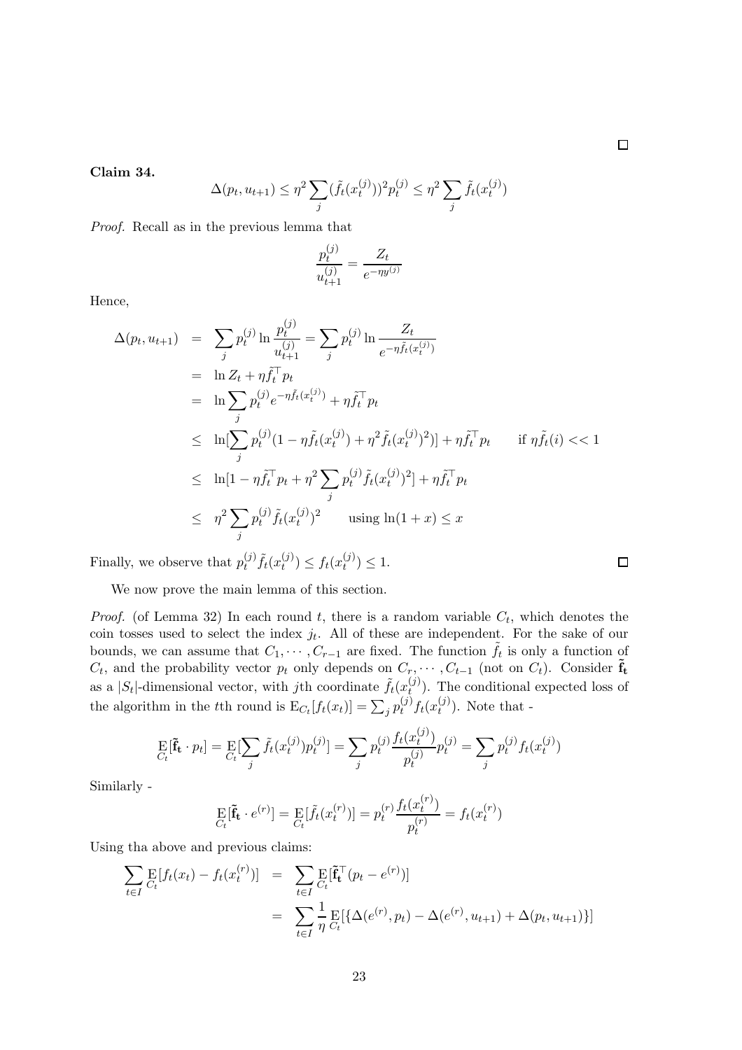□

**Claim 34.**

$$\Delta(p_t, u_{t+1}) \leq \eta^2 \sum_j (\tilde{f}_t(x_t^{(j)}))^2 p_t^{(j)} \leq \eta^2 \sum_j \tilde{f}_t(x_t^{(j)})$$

*Proof.* Recall as in the previous lemma that

$$\frac{p_t^{(j)}}{u_{t+1}^{(j)}} = \frac{Z_t}{e^{-\eta y^{(j)}}}$$

Hence,

$$\begin{aligned}
\Delta(p_t, u_{t+1}) &= \sum_j p_t^{(j)} \ln \frac{p_t^{(j)}}{u_{t+1}^{(j)}} = \sum_j p_t^{(j)} \ln \frac{Z_t}{e^{-\eta \tilde{f}_t(x_t^{(j)})}} \\
&= \ln Z_t + \eta \tilde{f}_t^\top p_t \\
&= \ln \sum_j p_t^{(j)} e^{-\eta \tilde{f}_t(x_t^{(j)})} + \eta \tilde{f}_t^\top p_t \\
&\leq \ln[\sum_j p_t^{(j)} (1 - \eta \tilde{f}_t(x_t^{(j)}) + \eta^2 \tilde{f}_t(x_t^{(j)})^2)] + \eta \tilde{f}_t^\top p_t \qquad \text{if } \eta \tilde{f}_t(i) << 1 \\
&\leq \ln[1 - \eta \tilde{f}_t^\top p_t + \eta^2 \sum_j p_t^{(j)} \tilde{f}_t(x_t^{(j)})^2] + \eta \tilde{f}_t^\top p_t \\
&\leq \eta^2 \sum_j p_t^{(j)} \tilde{f}_t(x_t^{(j)})^2 \qquad \text{using } \ln(1+x) \leq x
\end{aligned}$$

Finally, we observe that $p_t^{(j)} \tilde{f}_t(x_t^{(j)}) \leq f_t(x_t^{(j)}) \leq 1$. □

We now prove the main lemma of this section.

*Proof.* (of Lemma 32) In each round $t$, there is a random variable $C_t$, which denotes the coin tosses used to select the index $j_t$. All of these are independent. For the sake of our bounds, we can assume that $C_1, \cdots, C_{r-1}$ are fixed. The function $\tilde{f}_t$ is only a function of $C_t$, and the probability vector $p_t$ only depends on $C_r, \cdots, C_{t-1}$ (not on $C_t$). Consider $\tilde{\mathbf{f}}_\mathbf{t}$ as a $|S_t|$-dimensional vector, with $j$th coordinate $\tilde{f}_t(x_t^{(j)})$. The conditional expected loss of the algorithm in the $t$th round is $\mathrm{E}_{C_t}[f_t(x_t)] = \sum_j p_t^{(j)} f_t(x_t^{(j)})$. Note that -

$$\mathop{\mathrm{E}}_{C_t}[\tilde{\mathbf{f}}_\mathbf{t} \cdot p_t] = \mathop{\mathrm{E}}_{C_t}[\sum_j \tilde{f}_t(x_t^{(j)}) p_t^{(j)}] = \sum_j p_t^{(j)} \frac{f_t(x_t^{(j)})}{p_t^{(j)}} p_t^{(j)} = \sum_j p_t^{(j)} f_t(x_t^{(j)})$$

Similarly -

$$\mathop{\mathrm{E}}_{C_t}[\tilde{\mathbf{f}}_\mathbf{t} \cdot e^{(r)}] = \mathop{\mathrm{E}}_{C_t}[\tilde{f}_t(x_t^{(r)})] = p_t^{(r)} \frac{f_t(x_t^{(r)})}{p_t^{(r)}} = f_t(x_t^{(r)})$$

Using tha above and previous claims:

$$\begin{aligned}
\sum_{t \in I} \mathop{\mathrm{E}}_{C_t}[f_t(x_t) - f_t(x_t^{(r)})] &= \sum_{t \in I} \mathop{\mathrm{E}}_{C_t}[\tilde{\mathbf{f}}_\mathbf{t}^\top (p_t - e^{(r)})] \\
&= \sum_{t \in I} \frac{1}{\eta} \mathop{\mathrm{E}}_{C_t}[\{\Delta(e^{(r)}, p_t) - \Delta(e^{(r)}, u_{t+1}) + \Delta(p_t, u_{t+1})\}]
\end{aligned}$$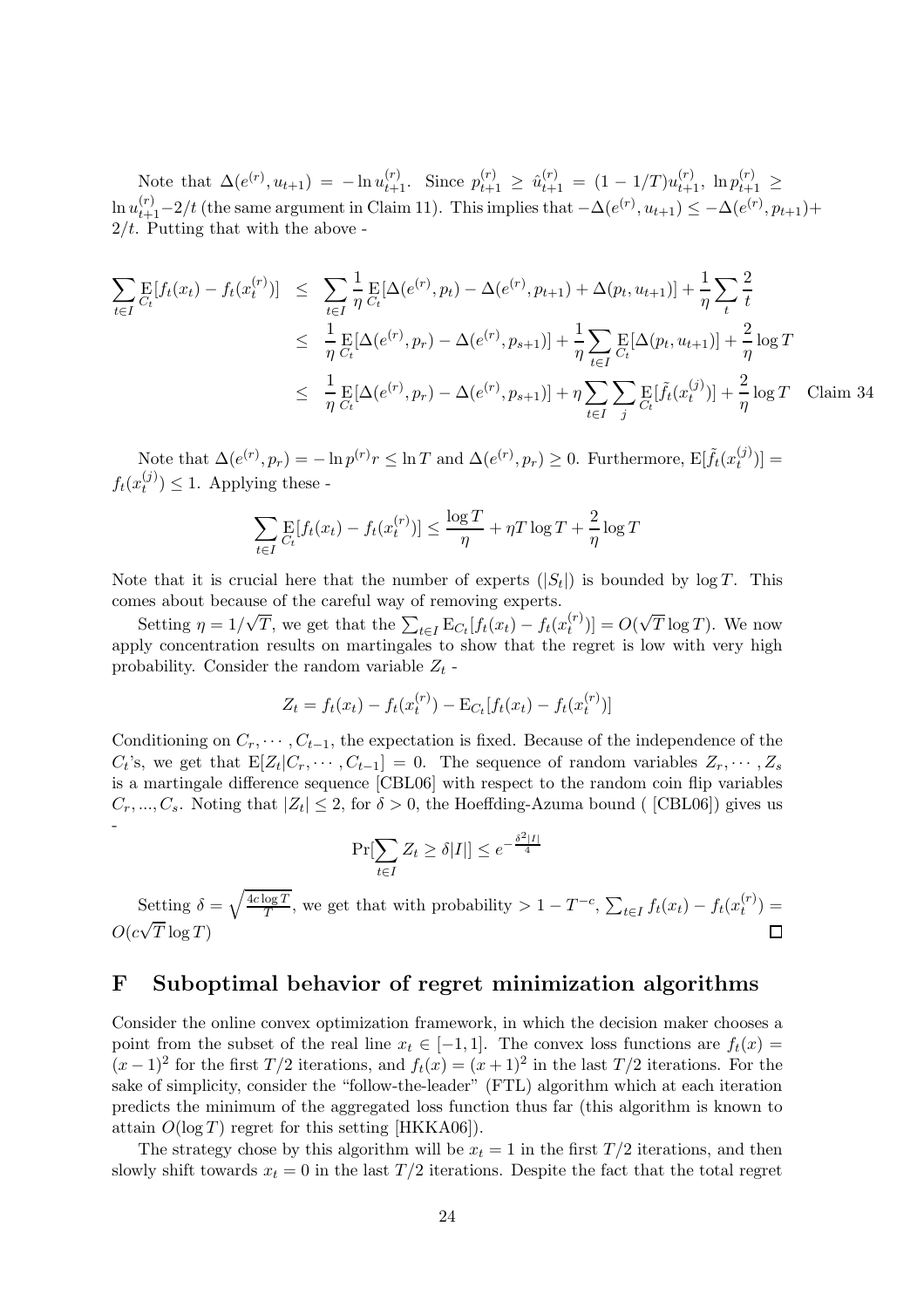Note that $\Delta(e^{(r)}, u_{t+1}) = -\ln u_{t+1}^{(r)}$. Since $p_{t+1}^{(r)} \geq \hat{u}_{t+1}^{(r)} = (1-1/T)u_{t+1}^{(r)}$, $\ln p_{t+1}^{(r)} \geq \ln u_{t+1}^{(r)} - 2/t$ (the same argument in Claim 11). This implies that $-\Delta(e^{(r)}, u_{t+1}) \leq -\Delta(e^{(r)}, p_{t+1}) + 2/t$. Putting that with the above -

$$
\begin{aligned}
\sum_{t \in I} \mathop{\mathrm{E}}_{C_t}[f_t(x_t) - f_t(x_t^{(r)})] &\leq \sum_{t \in I} \frac{1}{\eta} \mathop{\mathrm{E}}_{C_t}[\Delta(e^{(r)}, p_t) - \Delta(e^{(r)}, p_{t+1}) + \Delta(p_t, u_{t+1})] + \frac{1}{\eta} \sum_t \frac{2}{t} \\
&\leq \frac{1}{\eta} \mathop{\mathrm{E}}_{C_t}[\Delta(e^{(r)}, p_r) - \Delta(e^{(r)}, p_{s+1})] + \frac{1}{\eta} \sum_{t \in I} \mathop{\mathrm{E}}_{C_t}[\Delta(p_t, u_{t+1})] + \frac{2}{\eta} \log T \\
&\leq \frac{1}{\eta} \mathop{\mathrm{E}}_{C_t}[\Delta(e^{(r)}, p_r) - \Delta(e^{(r)}, p_{s+1})] + \eta \sum_{t \in I} \sum_j \mathop{\mathrm{E}}_{C_t}[\tilde{f}_t(x_t^{(j)})] + \frac{2}{\eta} \log T \quad \text{Claim 34}
\end{aligned}
$$

Note that $\Delta(e^{(r)}, p_r) = -\ln p^{(r)} r \leq \ln T$ and $\Delta(e^{(r)}, p_r) \geq 0$. Furthermore, $\mathrm{E}[\tilde{f}_t(x_t^{(j)})] = f_t(x_t^{(j)}) \leq 1$. Applying these -

$$
\sum_{t \in I} \mathop{\mathrm{E}}_{C_t}[f_t(x_t) - f_t(x_t^{(r)})] \leq \frac{\log T}{\eta} + \eta T \log T + \frac{2}{\eta} \log T
$$

Note that it is crucial here that the number of experts ($|S_t|$) is bounded by $\log T$. This comes about because of the careful way of removing experts.

Setting $\eta = 1/\sqrt{T}$, we get that the $\sum_{t \in I} \mathrm{E}_{C_t}[f_t(x_t) - f_t(x_t^{(r)})] = O(\sqrt{T} \log T)$. We now apply concentration results on martingales to show that the regret is low with very high probability. Consider the random variable $Z_t$ -

$$
Z_t = f_t(x_t) - f_t(x_t^{(r)}) - \mathrm{E}_{C_t}[f_t(x_t) - f_t(x_t^{(r)})]
$$

Conditioning on $C_r, \cdots, C_{t-1}$, the expectation is fixed. Because of the independence of the $C_t$'s, we get that $\mathrm{E}[Z_t | C_r, \cdots, C_{t-1}] = 0$. The sequence of random variables $Z_r, \cdots, Z_s$ is a martingale difference sequence [CBL06] with respect to the random coin flip variables $C_r, ..., C_s$. Noting that $|Z_t| \leq 2$, for $\delta > 0$, the Hoeffding-Azuma bound ( [CBL06]) gives us -

$$
\Pr[\sum_{t \in I} Z_t \geq \delta |I|] \leq e^{-\frac{\delta^2 |I|}{4}}
$$

Setting $\delta = \sqrt{\frac{4c \log T}{T}}$, we get that with probability $> 1 - T^{-c}$, $\sum_{t \in I} f_t(x_t) - f_t(x_t^{(r)}) = O(c\sqrt{T} \log T)$ $\square$

## F Suboptimal behavior of regret minimization algorithms

Consider the online convex optimization framework, in which the decision maker chooses a point from the subset of the real line $x_t \in [-1, 1]$. The convex loss functions are $f_t(x) = (x-1)^2$ for the first $T/2$ iterations, and $f_t(x) = (x+1)^2$ in the last $T/2$ iterations. For the sake of simplicity, consider the "follow-the-leader" (FTL) algorithm which at each iteration predicts the minimum of the aggregated loss function thus far (this algorithm is known to attain $O(\log T)$ regret for this setting [HKKA06]).

The strategy chose by this algorithm will be $x_t = 1$ in the first $T/2$ iterations, and then slowly shift towards $x_t = 0$ in the last $T/2$ iterations. Despite the fact that the total regret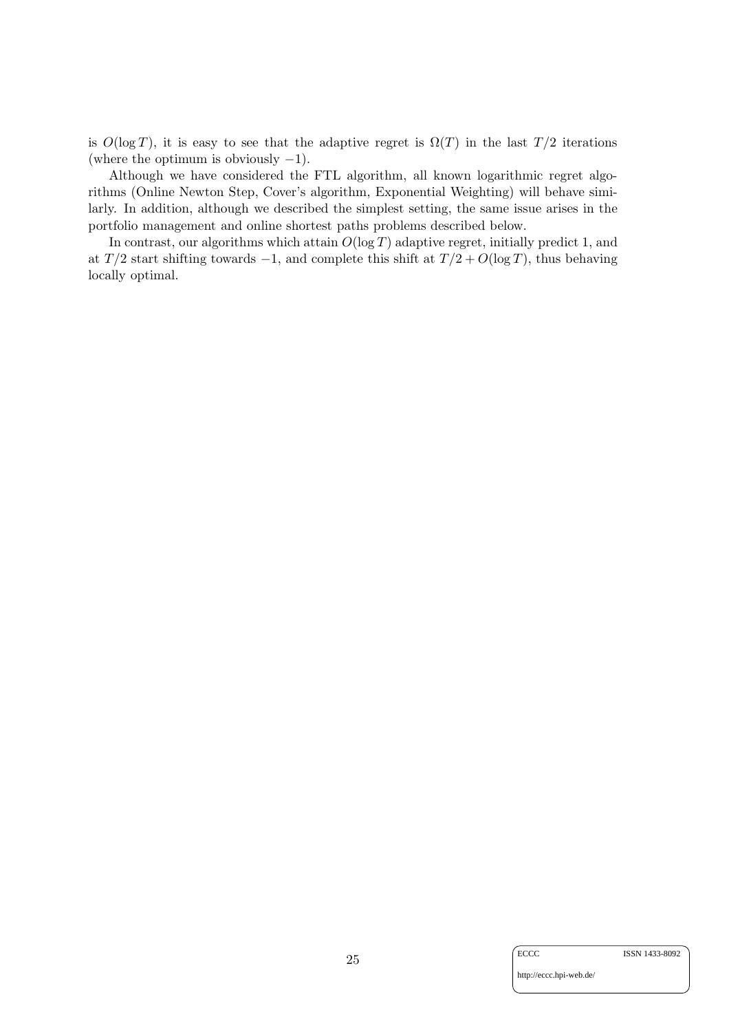is $O(\log T)$, it is easy to see that the adaptive regret is $\Omega(T)$ in the last $T/2$ iterations (where the optimum is obviously $-1$).

Although we have considered the FTL algorithm, all known logarithmic regret algorithms (Online Newton Step, Cover's algorithm, Exponential Weighting) will behave similarly. In addition, although we described the simplest setting, the same issue arises in the portfolio management and online shortest paths problems described below.

In contrast, our algorithms which attain $O(\log T)$ adaptive regret, initially predict 1, and at $T/2$ start shifting towards $-1$, and complete this shift at $T/2 + O(\log T)$, thus behaving locally optimal.